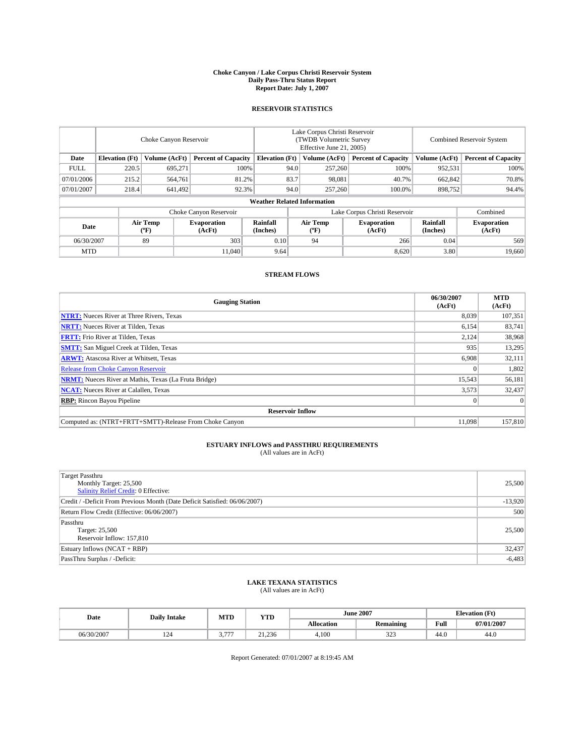# Choke Canyon / Lake Corpus Christi Reservoir System
## Daily Pass-Thru Status Report
### Report Date: July 1, 2007

## RESERVOIR STATISTICS

| | Choke Canyon Reservoir | | | Lake Corpus Christi Reservoir (TWDB Volumetric Survey Effective June 21, 2005) | | | Combined Reservoir System | |
|---|---|---|---|---|---|---|---|---|
| Date | Elevation (Ft) | Volume (AcFt) | Percent of Capacity | Elevation (Ft) | Volume (AcFt) | Percent of Capacity | Volume (AcFt) | Percent of Capacity |
| FULL | 220.5 | 695,271 | 100% | 94.0 | 257,260 | 100% | 952,531 | 100% |
| 07/01/2006 | 215.2 | 564,761 | 81.2% | 83.7 | 98,081 | 40.7% | 662,842 | 70.8% |
| 07/01/2007 | 218.4 | 641,492 | 92.3% | 94.0 | 257,260 | 100.0% | 898,752 | 94.4% |

### Weather Related Information

| | Choke Canyon Reservoir | | | Lake Corpus Christi Reservoir | | | Combined |
|---|---|---|---|---|---|---|---|
| Date | Air Temp (°F) | Evaporation (AcFt) | Rainfall (Inches) | Air Temp (°F) | Evaporation (AcFt) | Rainfall (Inches) | Evaporation (AcFt) |
| 06/30/2007 | 89 | 303 | 0.10 | 94 | 266 | 0.04 | 569 |
| MTD | | 11,040 | 9.64 | | 8,620 | 3.80 | 19,660 |

## STREAM FLOWS

| Gauging Station | 06/30/2007 (AcFt) | MTD (AcFt) |
|---|---|---|
| **NTRT:** Nueces River at Three Rivers, Texas | 8,039 | 107,351 |
| **NRTT:** Nueces River at Tilden, Texas | 6,154 | 83,741 |
| **FRTT:** Frio River at Tilden, Texas | 2,124 | 38,968 |
| **SMTT:** San Miguel Creek at Tilden, Texas | 935 | 13,295 |
| **ARWT:** Atascosa River at Whitsett, Texas | 6,908 | 32,111 |
| Release from Choke Canyon Reservoir | 0 | 1,802 |
| **NRMT:** Nueces River at Mathis, Texas (La Fruta Bridge) | 15,543 | 56,181 |
| **NCAT:** Nueces River at Calallen, Texas | 3,573 | 32,437 |
| **RBP:** Rincon Bayou Pipeline | 0 | 0 |
| **Reservoir Inflow** | | |
| Computed as: (NTRT+FRTT+SMTT)-Release From Choke Canyon | 11,098 | 157,810 |

## ESTUARY INFLOWS and PASSTHRU REQUIREMENTS
(All values are in AcFt)

| | |
|---|---|
| Target Passthru<br>Monthly Target: 25,500<br>Salinity Relief Credit: 0 Effective: | 25,500 |
| Credit / -Deficit From Previous Month (Date Deficit Satisfied: 06/06/2007) | -13,920 |
| Return Flow Credit (Effective: 06/06/2007) | 500 |
| Passthru<br>Target: 25,500<br>Reservoir Inflow: 157,810 | 25,500 |
| Estuary Inflows (NCAT + RBP) | 32,437 |
| PassThru Surplus / -Deficit: | -6,483 |

## LAKE TEXANA STATISTICS
(All values are in AcFt)

| Date | Daily Intake | MTD | YTD | June 2007 | | Elevation (Ft) | |
|---|---|---|---|---|---|---|---|
| | | | | Allocation | Remaining | Full | 07/01/2007 |
| 06/30/2007 | 124 | 3,777 | 21,236 | 4,100 | 323 | 44.0 | 44.0 |

Report Generated: 07/01/2007 at 8:19:45 AM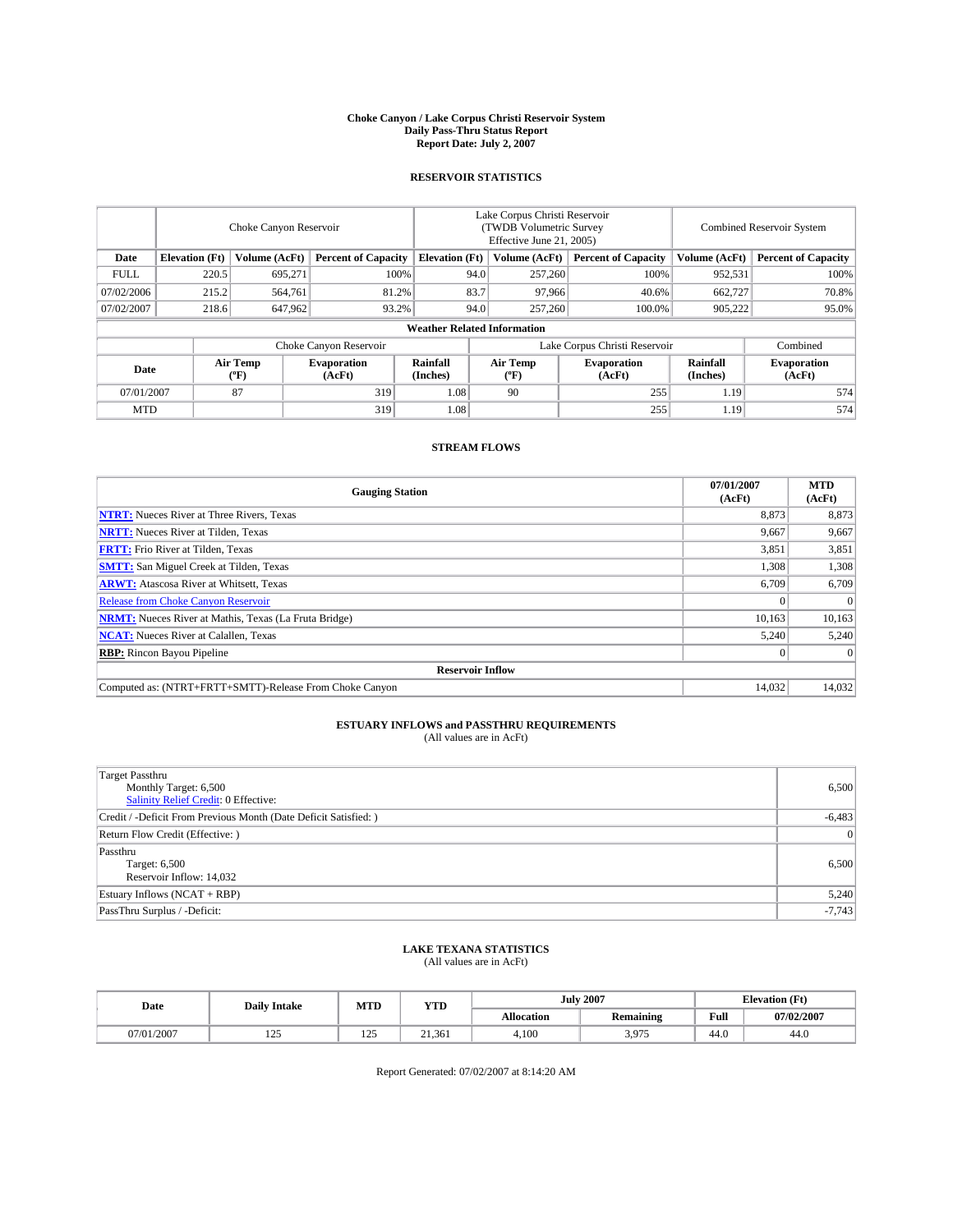# Choke Canyon / Lake Corpus Christi Reservoir System
## Daily Pass-Thru Status Report
### Report Date: July 2, 2007

## RESERVOIR STATISTICS

| | Choke Canyon Reservoir | | | Lake Corpus Christi Reservoir (TWDB Volumetric Survey Effective June 21, 2005) | | | Combined Reservoir System | |
|---|---|---|---|---|---|---|---|---|
| Date | Elevation (Ft) | Volume (AcFt) | Percent of Capacity | Elevation (Ft) | Volume (AcFt) | Percent of Capacity | Volume (AcFt) | Percent of Capacity |
| FULL | 220.5 | 695,271 | 100% | 94.0 | 257,260 | 100% | 952,531 | 100% |
| 07/02/2006 | 215.2 | 564,761 | 81.2% | 83.7 | 97,966 | 40.6% | 662,727 | 70.8% |
| 07/02/2007 | 218.6 | 647,962 | 93.2% | 94.0 | 257,260 | 100.0% | 905,222 | 95.0% |

**Weather Related Information**

| | Choke Canyon Reservoir | | | Lake Corpus Christi Reservoir | | | Combined |
|---|---|---|---|---|---|---|---|
| Date | Air Temp (ºF) | Evaporation (AcFt) | Rainfall (Inches) | Air Temp (ºF) | Evaporation (AcFt) | Rainfall (Inches) | Evaporation (AcFt) |
| 07/01/2007 | 87 | 319 | 1.08 | 90 | 255 | 1.19 | 574 |
| MTD | | 319 | 1.08 | | 255 | 1.19 | 574 |

## STREAM FLOWS

| Gauging Station | 07/01/2007 (AcFt) | MTD (AcFt) |
|---|---|---|
| **NTRT:** Nueces River at Three Rivers, Texas | 8,873 | 8,873 |
| **NRTT:** Nueces River at Tilden, Texas | 9,667 | 9,667 |
| **FRTT:** Frio River at Tilden, Texas | 3,851 | 3,851 |
| **SMTT:** San Miguel Creek at Tilden, Texas | 1,308 | 1,308 |
| **ARWT:** Atascosa River at Whitsett, Texas | 6,709 | 6,709 |
| Release from Choke Canyon Reservoir | 0 | 0 |
| **NRMT:** Nueces River at Mathis, Texas (La Fruta Bridge) | 10,163 | 10,163 |
| **NCAT:** Nueces River at Calallen, Texas | 5,240 | 5,240 |
| **RBP:** Rincon Bayou Pipeline | 0 | 0 |
| **Reservoir Inflow** | | |
| Computed as: (NTRT+FRTT+SMTT)-Release From Choke Canyon | 14,032 | 14,032 |

## ESTUARY INFLOWS and PASSTHRU REQUIREMENTS
(All values are in AcFt)

| | |
|---|---|
| Target Passthru<br>Monthly Target: 6,500<br>Salinity Relief Credit: 0 Effective: | 6,500 |
| Credit / -Deficit From Previous Month (Date Deficit Satisfied: ) | -6,483 |
| Return Flow Credit (Effective: ) | 0 |
| Passthru<br>Target: 6,500<br>Reservoir Inflow: 14,032 | 6,500 |
| Estuary Inflows (NCAT + RBP) | 5,240 |
| PassThru Surplus / -Deficit: | -7,743 |

## LAKE TEXANA STATISTICS
(All values are in AcFt)

| Date | Daily Intake | MTD | YTD | July 2007 | | Elevation (Ft) | |
|---|---|---|---|---|---|---|---|
| | | | | Allocation | Remaining | Full | 07/02/2007 |
| 07/01/2007 | 125 | 125 | 21,361 | 4,100 | 3,975 | 44.0 | 44.0 |

Report Generated: 07/02/2007 at 8:14:20 AM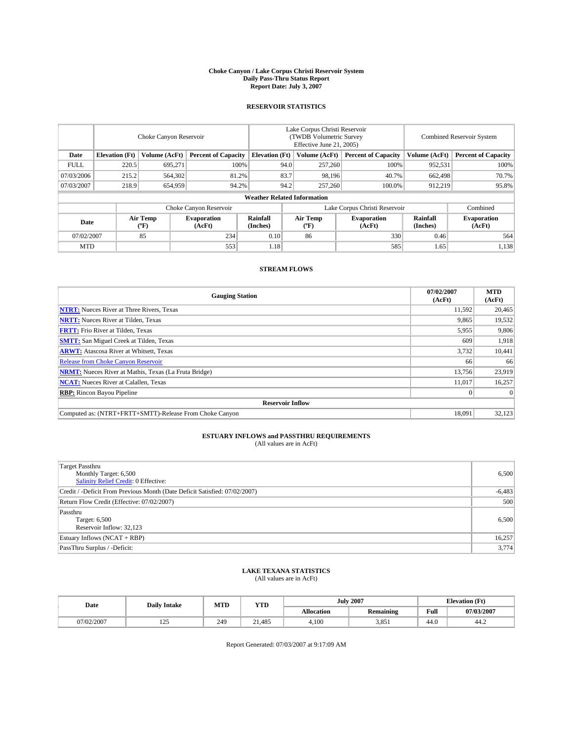# Choke Canyon / Lake Corpus Christi Reservoir System
## Daily Pass-Thru Status Report
### Report Date: July 3, 2007

## RESERVOIR STATISTICS

| | Choke Canyon Reservoir | | | Lake Corpus Christi Reservoir (TWDB Volumetric Survey Effective June 21, 2005) | | | Combined Reservoir System | |
|---|---|---|---|---|---|---|---|---|
| **Date** | **Elevation (Ft)** | **Volume (AcFt)** | **Percent of Capacity** | **Elevation (Ft)** | **Volume (AcFt)** | **Percent of Capacity** | **Volume (AcFt)** | **Percent of Capacity** |
| FULL | 220.5 | 695,271 | 100% | 94.0 | 257,260 | 100% | 952,531 | 100% |
| 07/03/2006 | 215.2 | 564,302 | 81.2% | 83.7 | 98,196 | 40.7% | 662,498 | 70.7% |
| 07/03/2007 | 218.9 | 654,959 | 94.2% | 94.2 | 257,260 | 100.0% | 912,219 | 95.8% |

**Weather Related Information**

| | Choke Canyon Reservoir | | | Lake Corpus Christi Reservoir | | | Combined |
|---|---|---|---|---|---|---|---|
| **Date** | **Air Temp (ºF)** | **Evaporation (AcFt)** | **Rainfall (Inches)** | **Air Temp (ºF)** | **Evaporation (AcFt)** | **Rainfall (Inches)** | **Evaporation (AcFt)** |
| 07/02/2007 | 85 | 234 | 0.10 | 86 | 330 | 0.46 | 564 |
| MTD | | 553 | 1.18 | | 585 | 1.65 | 1,138 |

## STREAM FLOWS

| Gauging Station | 07/02/2007 (AcFt) | MTD (AcFt) |
|---|---|---|
| **NTRT:** Nueces River at Three Rivers, Texas | 11,592 | 20,465 |
| **NRTT:** Nueces River at Tilden, Texas | 9,865 | 19,532 |
| **FRTT:** Frio River at Tilden, Texas | 5,955 | 9,806 |
| **SMTT:** San Miguel Creek at Tilden, Texas | 609 | 1,918 |
| **ARWT:** Atascosa River at Whitsett, Texas | 3,732 | 10,441 |
| Release from Choke Canyon Reservoir | 66 | 66 |
| **NRMT:** Nueces River at Mathis, Texas (La Fruta Bridge) | 13,756 | 23,919 |
| **NCAT:** Nueces River at Calallen, Texas | 11,017 | 16,257 |
| **RBP:** Rincon Bayou Pipeline | 0 | 0 |
| **Reservoir Inflow** | | |
| Computed as: (NTRT+FRTT+SMTT)-Release From Choke Canyon | 18,091 | 32,123 |

## ESTUARY INFLOWS and PASSTHRU REQUIREMENTS
(All values are in AcFt)

| | |
|---|---|
| Target Passthru<br>Monthly Target: 6,500<br>Salinity Relief Credit: 0 Effective: | 6,500 |
| Credit / -Deficit From Previous Month (Date Deficit Satisfied: 07/02/2007) | -6,483 |
| Return Flow Credit (Effective: 07/02/2007) | 500 |
| Passthru<br>Target: 6,500<br>Reservoir Inflow: 32,123 | 6,500 |
| Estuary Inflows (NCAT + RBP) | 16,257 |
| PassThru Surplus / -Deficit: | 3,774 |

## LAKE TEXANA STATISTICS
(All values are in AcFt)

| Date | Daily Intake | MTD | YTD | July 2007 | | Elevation (Ft) | |
|---|---|---|---|---|---|---|---|
| | | | | **Allocation** | **Remaining** | **Full** | **07/03/2007** |
| 07/02/2007 | 125 | 249 | 21,485 | 4,100 | 3,851 | 44.0 | 44.2 |

Report Generated: 07/03/2007 at 9:17:09 AM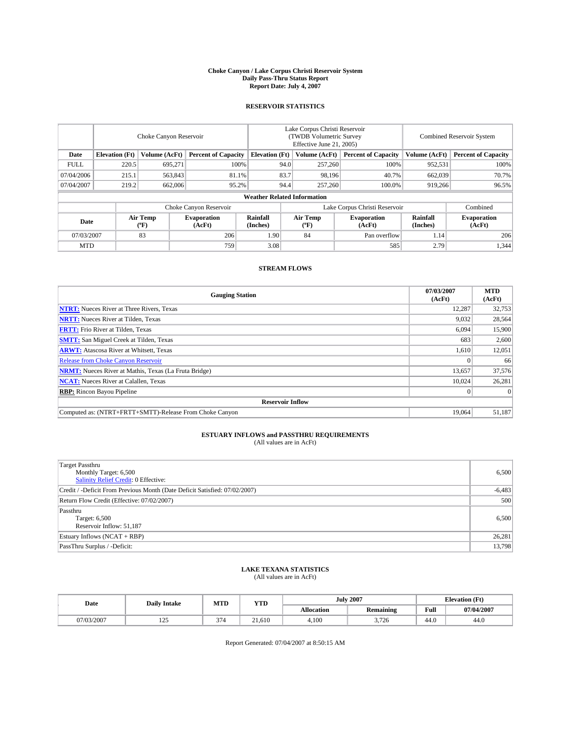# Choke Canyon / Lake Corpus Christi Reservoir System
## Daily Pass-Thru Status Report
## Report Date: July 4, 2007

### RESERVOIR STATISTICS

| | Choke Canyon Reservoir | | | Lake Corpus Christi Reservoir (TWDB Volumetric Survey Effective June 21, 2005) | | | Combined Reservoir System | |
|---|---|---|---|---|---|---|---|---|
| Date | Elevation (Ft) | Volume (AcFt) | Percent of Capacity | Elevation (Ft) | Volume (AcFt) | Percent of Capacity | Volume (AcFt) | Percent of Capacity |
| FULL | 220.5 | 695,271 | 100% | 94.0 | 257,260 | 100% | 952,531 | 100% |
| 07/04/2006 | 215.1 | 563,843 | 81.1% | 83.7 | 98,196 | 40.7% | 662,039 | 70.7% |
| 07/04/2007 | 219.2 | 662,006 | 95.2% | 94.4 | 257,260 | 100.0% | 919,266 | 96.5% |

**Weather Related Information**

| | Choke Canyon Reservoir | | | Lake Corpus Christi Reservoir | | | Combined |
|---|---|---|---|---|---|---|---|
| Date | Air Temp (°F) | Evaporation (AcFt) | Rainfall (Inches) | Air Temp (°F) | Evaporation (AcFt) | Rainfall (Inches) | Evaporation (AcFt) |
| 07/03/2007 | 83 | 206 | 1.90 | 84 | Pan overflow | 1.14 | 206 |
| MTD | | 759 | 3.08 | | 585 | 2.79 | 1,344 |

### STREAM FLOWS

| Gauging Station | 07/03/2007 (AcFt) | MTD (AcFt) |
|---|---|---|
| **NTRT:** Nueces River at Three Rivers, Texas | 12,287 | 32,753 |
| **NRTT:** Nueces River at Tilden, Texas | 9,032 | 28,564 |
| **FRTT:** Frio River at Tilden, Texas | 6,094 | 15,900 |
| **SMTT:** San Miguel Creek at Tilden, Texas | 683 | 2,600 |
| **ARWT:** Atascosa River at Whitsett, Texas | 1,610 | 12,051 |
| Release from Choke Canyon Reservoir | 0 | 66 |
| **NRMT:** Nueces River at Mathis, Texas (La Fruta Bridge) | 13,657 | 37,576 |
| **NCAT:** Nueces River at Calallen, Texas | 10,024 | 26,281 |
| **RBP:** Rincon Bayou Pipeline | 0 | 0 |
| **Reservoir Inflow** | | |
| Computed as: (NTRT+FRTT+SMTT)-Release From Choke Canyon | 19,064 | 51,187 |

### ESTUARY INFLOWS and PASSTHRU REQUIREMENTS
(All values are in AcFt)

| | |
|---|---|
| Target Passthru<br>Monthly Target: 6,500<br>Salinity Relief Credit: 0 Effective: | 6,500 |
| Credit / -Deficit From Previous Month (Date Deficit Satisfied: 07/02/2007) | -6,483 |
| Return Flow Credit (Effective: 07/02/2007) | 500 |
| Passthru<br>Target: 6,500<br>Reservoir Inflow: 51,187 | 6,500 |
| Estuary Inflows (NCAT + RBP) | 26,281 |
| PassThru Surplus / -Deficit: | 13,798 |

### LAKE TEXANA STATISTICS
(All values are in AcFt)

| Date | Daily Intake | MTD | YTD | July 2007 | | Elevation (Ft) | |
|---|---|---|---|---|---|---|---|
| | | | | Allocation | Remaining | Full | 07/04/2007 |
| 07/03/2007 | 125 | 374 | 21,610 | 4,100 | 3,726 | 44.0 | 44.0 |

Report Generated: 07/04/2007 at 8:50:15 AM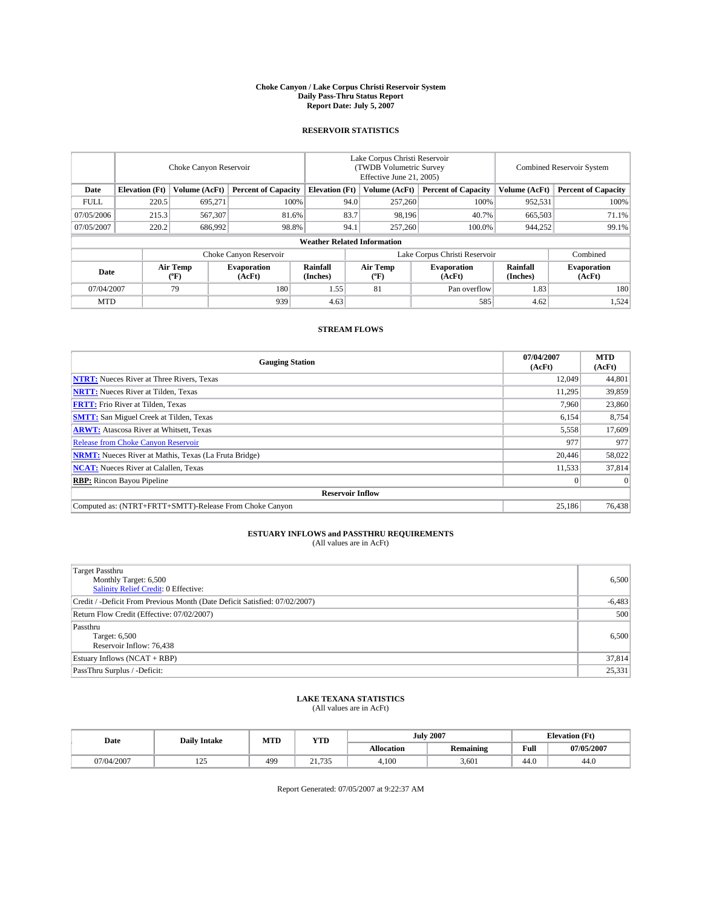**Choke Canyon / Lake Corpus Christi Reservoir System**
**Daily Pass-Thru Status Report**
**Report Date: July 5, 2007**

## RESERVOIR STATISTICS

| | Choke Canyon Reservoir | | | Lake Corpus Christi Reservoir (TWDB Volumetric Survey Effective June 21, 2005) | | | Combined Reservoir System | |
|---|---|---|---|---|---|---|---|---|
| **Date** | **Elevation (Ft)** | **Volume (AcFt)** | **Percent of Capacity** | **Elevation (Ft)** | **Volume (AcFt)** | **Percent of Capacity** | **Volume (AcFt)** | **Percent of Capacity** |
| FULL | 220.5 | 695,271 | 100% | 94.0 | 257,260 | 100% | 952,531 | 100% |
| 07/05/2006 | 215.3 | 567,307 | 81.6% | 83.7 | 98,196 | 40.7% | 665,503 | 71.1% |
| 07/05/2007 | 220.2 | 686,992 | 98.8% | 94.1 | 257,260 | 100.0% | 944,252 | 99.1% |

**Weather Related Information**

| | Choke Canyon Reservoir | | | Lake Corpus Christi Reservoir | | | Combined |
|---|---|---|---|---|---|---|---|
| **Date** | **Air Temp (°F)** | **Evaporation (AcFt)** | **Rainfall (Inches)** | **Air Temp (°F)** | **Evaporation (AcFt)** | **Rainfall (Inches)** | **Evaporation (AcFt)** |
| 07/04/2007 | 79 | 180 | 1.55 | 81 | Pan overflow | 1.83 | 180 |
| MTD | | 939 | 4.63 | | 585 | 4.62 | 1,524 |

## STREAM FLOWS

| Gauging Station | 07/04/2007 (AcFt) | MTD (AcFt) |
|---|---|---|
| **NTRT:** Nueces River at Three Rivers, Texas | 12,049 | 44,801 |
| **NRTT:** Nueces River at Tilden, Texas | 11,295 | 39,859 |
| **FRTT:** Frio River at Tilden, Texas | 7,960 | 23,860 |
| **SMTT:** San Miguel Creek at Tilden, Texas | 6,154 | 8,754 |
| **ARWT:** Atascosa River at Whitsett, Texas | 5,558 | 17,609 |
| Release from Choke Canyon Reservoir | 977 | 977 |
| **NRMT:** Nueces River at Mathis, Texas (La Fruta Bridge) | 20,446 | 58,022 |
| **NCAT:** Nueces River at Calallen, Texas | 11,533 | 37,814 |
| **RBP:** Rincon Bayou Pipeline | 0 | 0 |
| **Reservoir Inflow** | | |
| Computed as: (NTRT+FRTT+SMTT)-Release From Choke Canyon | 25,186 | 76,438 |

## ESTUARY INFLOWS and PASSTHRU REQUIREMENTS
(All values are in AcFt)

| | |
|---|---|
| Target Passthru<br>Monthly Target: 6,500<br>Salinity Relief Credit: 0 Effective: | 6,500 |
| Credit / -Deficit From Previous Month (Date Deficit Satisfied: 07/02/2007) | -6,483 |
| Return Flow Credit (Effective: 07/02/2007) | 500 |
| Passthru<br>Target: 6,500<br>Reservoir Inflow: 76,438 | 6,500 |
| Estuary Inflows (NCAT + RBP) | 37,814 |
| PassThru Surplus / -Deficit: | 25,331 |

## LAKE TEXANA STATISTICS
(All values are in AcFt)

| Date | Daily Intake | MTD | YTD | July 2007 | | Elevation (Ft) | |
|---|---|---|---|---|---|---|---|
| | | | | **Allocation** | **Remaining** | **Full** | **07/05/2007** |
| 07/04/2007 | 125 | 499 | 21,735 | 4,100 | 3,601 | 44.0 | 44.0 |

Report Generated: 07/05/2007 at 9:22:37 AM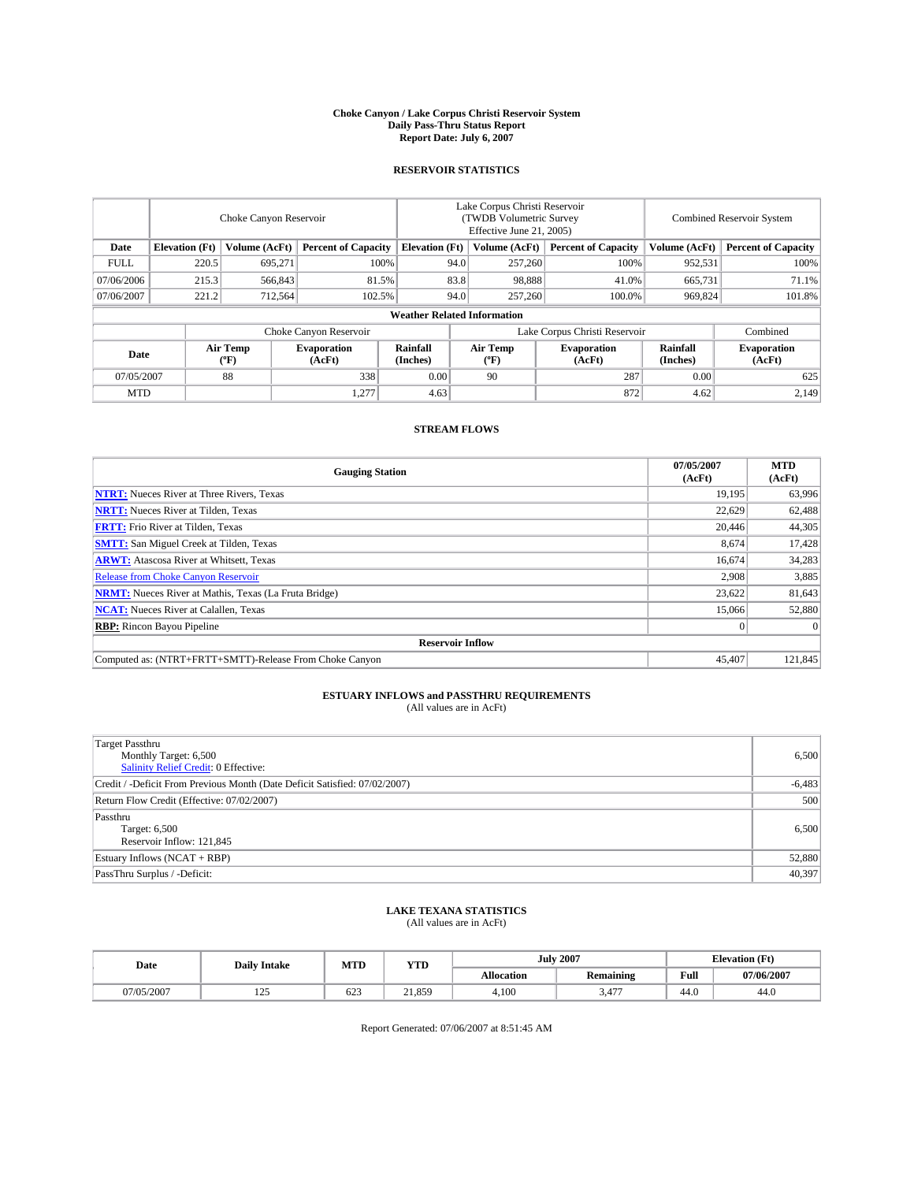# Choke Canyon / Lake Corpus Christi Reservoir System
## Daily Pass-Thru Status Report
### Report Date: July 6, 2007

## RESERVOIR STATISTICS

| | Choke Canyon Reservoir | | | Lake Corpus Christi Reservoir (TWDB Volumetric Survey Effective June 21, 2005) | | | Combined Reservoir System | |
|---|---|---|---|---|---|---|---|---|
| **Date** | **Elevation (Ft)** | **Volume (AcFt)** | **Percent of Capacity** | **Elevation (Ft)** | **Volume (AcFt)** | **Percent of Capacity** | **Volume (AcFt)** | **Percent of Capacity** |
| FULL | 220.5 | 695,271 | 100% | 94.0 | 257,260 | 100% | 952,531 | 100% |
| 07/06/2006 | 215.3 | 566,843 | 81.5% | 83.8 | 98,888 | 41.0% | 665,731 | 71.1% |
| 07/06/2007 | 221.2 | 712,564 | 102.5% | 94.0 | 257,260 | 100.0% | 969,824 | 101.8% |

**Weather Related Information**

| | Choke Canyon Reservoir | | | Lake Corpus Christi Reservoir | | | Combined |
|---|---|---|---|---|---|---|---|
| **Date** | **Air Temp (ºF)** | **Evaporation (AcFt)** | **Rainfall (Inches)** | **Air Temp (ºF)** | **Evaporation (AcFt)** | **Rainfall (Inches)** | **Evaporation (AcFt)** |
| 07/05/2007 | 88 | 338 | 0.00 | 90 | 287 | 0.00 | 625 |
| MTD | | 1,277 | 4.63 | | 872 | 4.62 | 2,149 |

## STREAM FLOWS

| Gauging Station | 07/05/2007 (AcFt) | MTD (AcFt) |
|---|---|---|
| **NTRT:** Nueces River at Three Rivers, Texas | 19,195 | 63,996 |
| **NRTT:** Nueces River at Tilden, Texas | 22,629 | 62,488 |
| **FRTT:** Frio River at Tilden, Texas | 20,446 | 44,305 |
| **SMTT:** San Miguel Creek at Tilden, Texas | 8,674 | 17,428 |
| **ARWT:** Atascosa River at Whitsett, Texas | 16,674 | 34,283 |
| Release from Choke Canyon Reservoir | 2,908 | 3,885 |
| **NRMT:** Nueces River at Mathis, Texas (La Fruta Bridge) | 23,622 | 81,643 |
| **NCAT:** Nueces River at Calallen, Texas | 15,066 | 52,880 |
| **RBP:** Rincon Bayou Pipeline | 0 | 0 |
| **Reservoir Inflow** | | |
| Computed as: (NTRT+FRTT+SMTT)-Release From Choke Canyon | 45,407 | 121,845 |

## ESTUARY INFLOWS and PASSTHRU REQUIREMENTS
(All values are in AcFt)

| | |
|---|---|
| Target Passthru<br>Monthly Target: 6,500<br>Salinity Relief Credit: 0 Effective: | 6,500 |
| Credit / -Deficit From Previous Month (Date Deficit Satisfied: 07/02/2007) | -6,483 |
| Return Flow Credit (Effective: 07/02/2007) | 500 |
| Passthru<br>Target: 6,500<br>Reservoir Inflow: 121,845 | 6,500 |
| Estuary Inflows (NCAT + RBP) | 52,880 |
| PassThru Surplus / -Deficit: | 40,397 |

## LAKE TEXANA STATISTICS
(All values are in AcFt)

| Date | Daily Intake | MTD | YTD | July 2007 | | Elevation (Ft) | |
|---|---|---|---|---|---|---|---|
| | | | | **Allocation** | **Remaining** | **Full** | **07/06/2007** |
| 07/05/2007 | 125 | 623 | 21,859 | 4,100 | 3,477 | 44.0 | 44.0 |

Report Generated: 07/06/2007 at 8:51:45 AM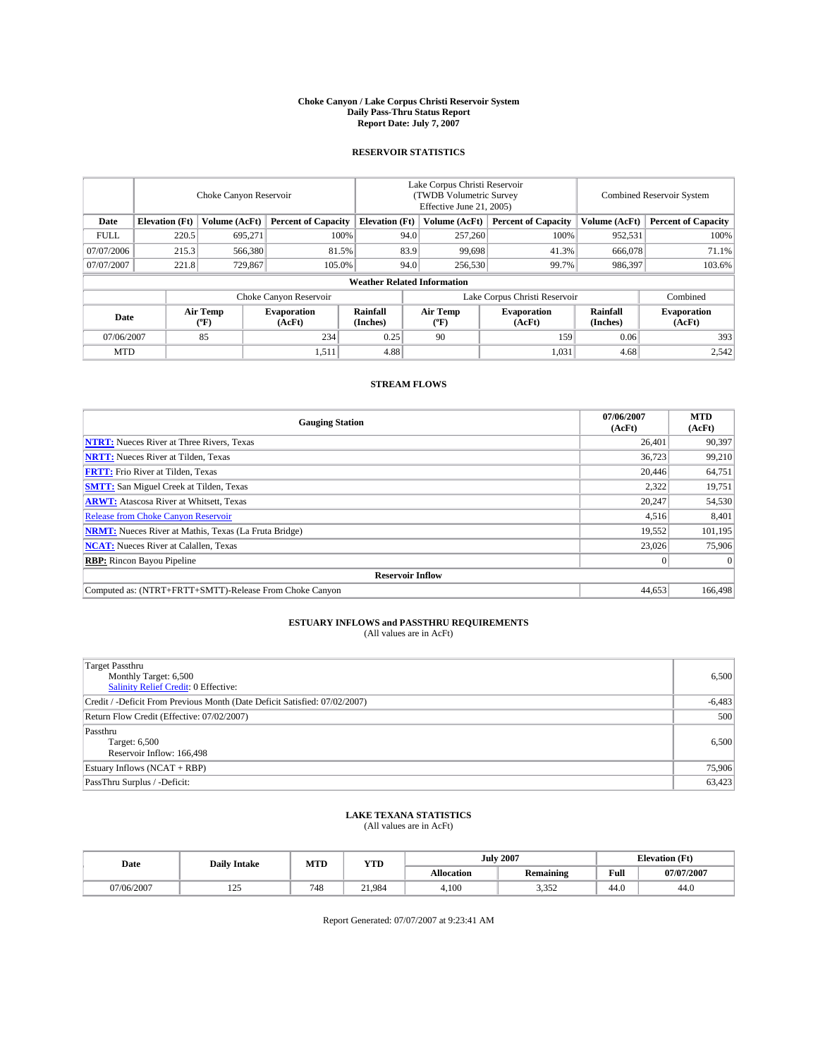# Choke Canyon / Lake Corpus Christi Reservoir System
## Daily Pass-Thru Status Report
### Report Date: July 7, 2007

## RESERVOIR STATISTICS

| | Choke Canyon Reservoir | | | Lake Corpus Christi Reservoir (TWDB Volumetric Survey Effective June 21, 2005) | | | Combined Reservoir System | |
|---|---|---|---|---|---|---|---|---|
| **Date** | **Elevation (Ft)** | **Volume (AcFt)** | **Percent of Capacity** | **Elevation (Ft)** | **Volume (AcFt)** | **Percent of Capacity** | **Volume (AcFt)** | **Percent of Capacity** |
| FULL | 220.5 | 695,271 | 100% | 94.0 | 257,260 | 100% | 952,531 | 100% |
| 07/07/2006 | 215.3 | 566,380 | 81.5% | 83.9 | 99,698 | 41.3% | 666,078 | 71.1% |
| 07/07/2007 | 221.8 | 729,867 | 105.0% | 94.0 | 256,530 | 99.7% | 986,397 | 103.6% |

**Weather Related Information**

| | Choke Canyon Reservoir | | | Lake Corpus Christi Reservoir | | | Combined |
|---|---|---|---|---|---|---|---|
| **Date** | **Air Temp (ºF)** | **Evaporation (AcFt)** | **Rainfall (Inches)** | **Air Temp (ºF)** | **Evaporation (AcFt)** | **Rainfall (Inches)** | **Evaporation (AcFt)** |
| 07/06/2007 | 85 | 234 | 0.25 | 90 | 159 | 0.06 | 393 |
| MTD | | 1,511 | 4.88 | | 1,031 | 4.68 | 2,542 |

## STREAM FLOWS

| Gauging Station | 07/06/2007 (AcFt) | MTD (AcFt) |
|---|---|---|
| **NTRT:** Nueces River at Three Rivers, Texas | 26,401 | 90,397 |
| **NRTT:** Nueces River at Tilden, Texas | 36,723 | 99,210 |
| **FRTT:** Frio River at Tilden, Texas | 20,446 | 64,751 |
| **SMTT:** San Miguel Creek at Tilden, Texas | 2,322 | 19,751 |
| **ARWT:** Atascosa River at Whitsett, Texas | 20,247 | 54,530 |
| Release from Choke Canyon Reservoir | 4,516 | 8,401 |
| **NRMT:** Nueces River at Mathis, Texas (La Fruta Bridge) | 19,552 | 101,195 |
| **NCAT:** Nueces River at Calallen, Texas | 23,026 | 75,906 |
| **RBP:** Rincon Bayou Pipeline | 0 | 0 |
| **Reservoir Inflow** | | |
| Computed as: (NTRT+FRTT+SMTT)-Release From Choke Canyon | 44,653 | 166,498 |

## ESTUARY INFLOWS and PASSTHRU REQUIREMENTS
(All values are in AcFt)

| | |
|---|---|
| Target Passthru<br>Monthly Target: 6,500<br>Salinity Relief Credit: 0 Effective: | 6,500 |
| Credit / -Deficit From Previous Month (Date Deficit Satisfied: 07/02/2007) | -6,483 |
| Return Flow Credit (Effective: 07/02/2007) | 500 |
| Passthru<br>Target: 6,500<br>Reservoir Inflow: 166,498 | 6,500 |
| Estuary Inflows (NCAT + RBP) | 75,906 |
| PassThru Surplus / -Deficit: | 63,423 |

## LAKE TEXANA STATISTICS
(All values are in AcFt)

| Date | Daily Intake | MTD | YTD | July 2007 | | Elevation (Ft) | |
|---|---|---|---|---|---|---|---|
| | | | | **Allocation** | **Remaining** | **Full** | **07/07/2007** |
| 07/06/2007 | 125 | 748 | 21,984 | 4,100 | 3,352 | 44.0 | 44.0 |

Report Generated: 07/07/2007 at 9:23:41 AM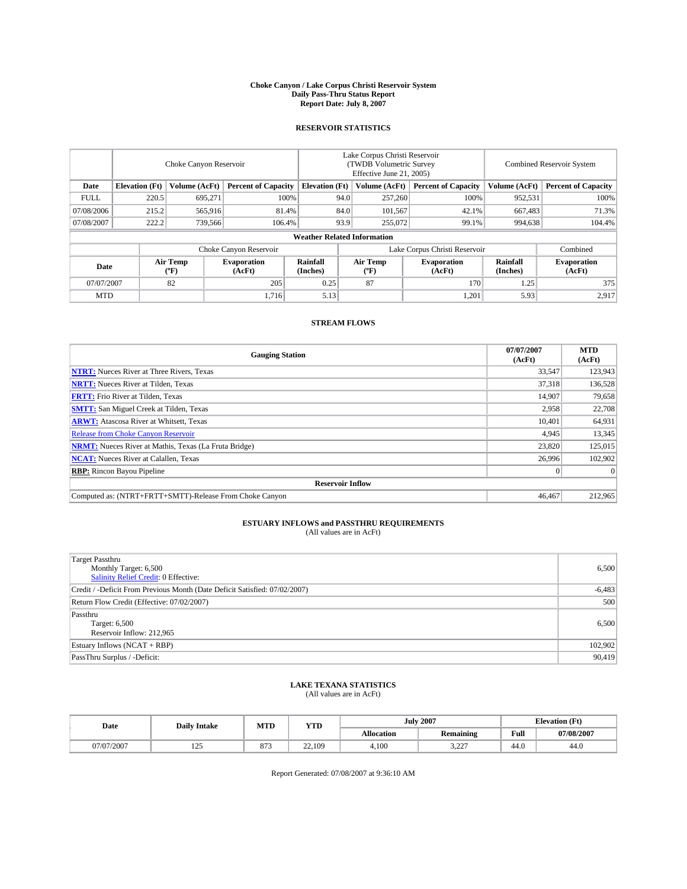**Choke Canyon / Lake Corpus Christi Reservoir System**
**Daily Pass-Thru Status Report**
**Report Date: July 8, 2007**

## RESERVOIR STATISTICS

| | Choke Canyon Reservoir | | | Lake Corpus Christi Reservoir (TWDB Volumetric Survey Effective June 21, 2005) | | | Combined Reservoir System | |
|---|---|---|---|---|---|---|---|---|
| Date | Elevation (Ft) | Volume (AcFt) | Percent of Capacity | Elevation (Ft) | Volume (AcFt) | Percent of Capacity | Volume (AcFt) | Percent of Capacity |
| FULL | 220.5 | 695,271 | 100% | 94.0 | 257,260 | 100% | 952,531 | 100% |
| 07/08/2006 | 215.2 | 565,916 | 81.4% | 84.0 | 101,567 | 42.1% | 667,483 | 71.3% |
| 07/08/2007 | 222.2 | 739,566 | 106.4% | 93.9 | 255,072 | 99.1% | 994,638 | 104.4% |

**Weather Related Information**

| | Choke Canyon Reservoir | | | Lake Corpus Christi Reservoir | | | Combined |
|---|---|---|---|---|---|---|---|
| Date | Air Temp (ºF) | Evaporation (AcFt) | Rainfall (Inches) | Air Temp (ºF) | Evaporation (AcFt) | Rainfall (Inches) | Evaporation (AcFt) |
| 07/07/2007 | 82 | 205 | 0.25 | 87 | 170 | 1.25 | 375 |
| MTD | | 1,716 | 5.13 | | 1,201 | 5.93 | 2,917 |

## STREAM FLOWS

| Gauging Station | 07/07/2007 (AcFt) | MTD (AcFt) |
|---|---|---|
| **NTRT:** Nueces River at Three Rivers, Texas | 33,547 | 123,943 |
| **NRTT:** Nueces River at Tilden, Texas | 37,318 | 136,528 |
| **FRTT:** Frio River at Tilden, Texas | 14,907 | 79,658 |
| **SMTT:** San Miguel Creek at Tilden, Texas | 2,958 | 22,708 |
| **ARWT:** Atascosa River at Whitsett, Texas | 10,401 | 64,931 |
| Release from Choke Canyon Reservoir | 4,945 | 13,345 |
| **NRMT:** Nueces River at Mathis, Texas (La Fruta Bridge) | 23,820 | 125,015 |
| **NCAT:** Nueces River at Calallen, Texas | 26,996 | 102,902 |
| **RBP:** Rincon Bayou Pipeline | 0 | 0 |
| **Reservoir Inflow** | | |
| Computed as: (NTRT+FRTT+SMTT)-Release From Choke Canyon | 46,467 | 212,965 |

## ESTUARY INFLOWS and PASSTHRU REQUIREMENTS

(All values are in AcFt)

| | |
|---|---|
| Target Passthru<br>Monthly Target: 6,500<br>Salinity Relief Credit: 0 Effective: | 6,500 |
| Credit / -Deficit From Previous Month (Date Deficit Satisfied: 07/02/2007) | -6,483 |
| Return Flow Credit (Effective: 07/02/2007) | 500 |
| Passthru<br>Target: 6,500<br>Reservoir Inflow: 212,965 | 6,500 |
| Estuary Inflows (NCAT + RBP) | 102,902 |
| PassThru Surplus / -Deficit: | 90,419 |

## LAKE TEXANA STATISTICS

(All values are in AcFt)

| Date | Daily Intake | MTD | YTD | July 2007 | | Elevation (Ft) | |
|---|---|---|---|---|---|---|---|
| | | | | Allocation | Remaining | Full | 07/08/2007 |
| 07/07/2007 | 125 | 873 | 22,109 | 4,100 | 3,227 | 44.0 | 44.0 |

Report Generated: 07/08/2007 at 9:36:10 AM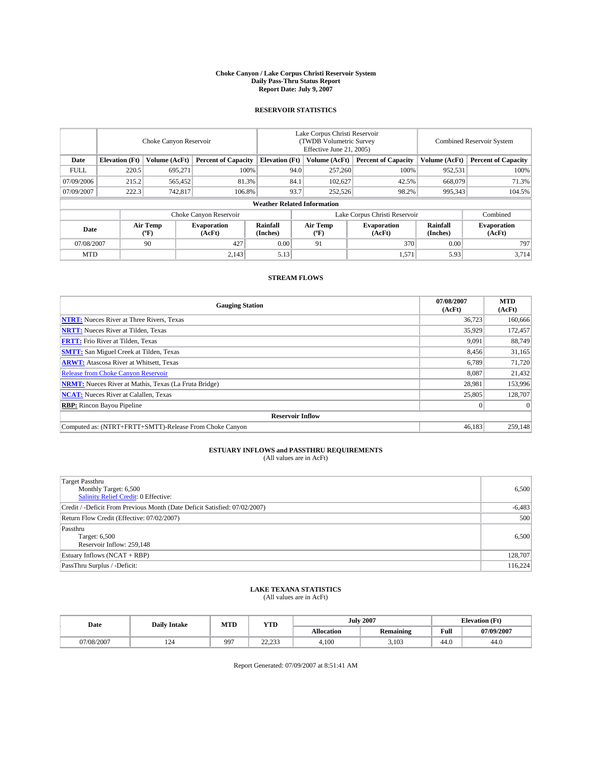# Choke Canyon / Lake Corpus Christi Reservoir System
## Daily Pass-Thru Status Report
### Report Date: July 9, 2007

## RESERVOIR STATISTICS

| | Choke Canyon Reservoir | | | Lake Corpus Christi Reservoir (TWDB Volumetric Survey Effective June 21, 2005) | | | Combined Reservoir System | |
|---|---|---|---|---|---|---|---|---|
| **Date** | **Elevation (Ft)** | **Volume (AcFt)** | **Percent of Capacity** | **Elevation (Ft)** | **Volume (AcFt)** | **Percent of Capacity** | **Volume (AcFt)** | **Percent of Capacity** |
| FULL | 220.5 | 695,271 | 100% | 94.0 | 257,260 | 100% | 952,531 | 100% |
| 07/09/2006 | 215.2 | 565,452 | 81.3% | 84.1 | 102,627 | 42.5% | 668,079 | 71.3% |
| 07/09/2007 | 222.3 | 742,817 | 106.8% | 93.7 | 252,526 | 98.2% | 995,343 | 104.5% |

**Weather Related Information**

| | Choke Canyon Reservoir | | | Lake Corpus Christi Reservoir | | | Combined |
|---|---|---|---|---|---|---|---|
| **Date** | **Air Temp (°F)** | **Evaporation (AcFt)** | **Rainfall (Inches)** | **Air Temp (°F)** | **Evaporation (AcFt)** | **Rainfall (Inches)** | **Evaporation (AcFt)** |
| 07/08/2007 | 90 | 427 | 0.00 | 91 | 370 | 0.00 | 797 |
| MTD | | 2,143 | 5.13 | | 1,571 | 5.93 | 3,714 |

## STREAM FLOWS

| Gauging Station | 07/08/2007 (AcFt) | MTD (AcFt) |
|---|---|---|
| **NTRT:** Nueces River at Three Rivers, Texas | 36,723 | 160,666 |
| **NRTT:** Nueces River at Tilden, Texas | 35,929 | 172,457 |
| **FRTT:** Frio River at Tilden, Texas | 9,091 | 88,749 |
| **SMTT:** San Miguel Creek at Tilden, Texas | 8,456 | 31,165 |
| **ARWT:** Atascosa River at Whitsett, Texas | 6,789 | 71,720 |
| Release from Choke Canyon Reservoir | 8,087 | 21,432 |
| **NRMT:** Nueces River at Mathis, Texas (La Fruta Bridge) | 28,981 | 153,996 |
| **NCAT:** Nueces River at Calallen, Texas | 25,805 | 128,707 |
| **RBP:** Rincon Bayou Pipeline | 0 | 0 |
| **Reservoir Inflow** | | |
| Computed as: (NTRT+FRTT+SMTT)-Release From Choke Canyon | 46,183 | 259,148 |

## ESTUARY INFLOWS and PASSTHRU REQUIREMENTS
(All values are in AcFt)

| | |
|---|---|
| Target Passthru<br>Monthly Target: 6,500<br>Salinity Relief Credit: 0 Effective: | 6,500 |
| Credit / -Deficit From Previous Month (Date Deficit Satisfied: 07/02/2007) | -6,483 |
| Return Flow Credit (Effective: 07/02/2007) | 500 |
| Passthru<br>Target: 6,500<br>Reservoir Inflow: 259,148 | 6,500 |
| Estuary Inflows (NCAT + RBP) | 128,707 |
| PassThru Surplus / -Deficit: | 116,224 |

## LAKE TEXANA STATISTICS
(All values are in AcFt)

| Date | Daily Intake | MTD | YTD | July 2007 | | Elevation (Ft) | |
|---|---|---|---|---|---|---|---|
| | | | | **Allocation** | **Remaining** | **Full** | **07/09/2007** |
| 07/08/2007 | 124 | 997 | 22,233 | 4,100 | 3,103 | 44.0 | 44.0 |

Report Generated: 07/09/2007 at 8:51:41 AM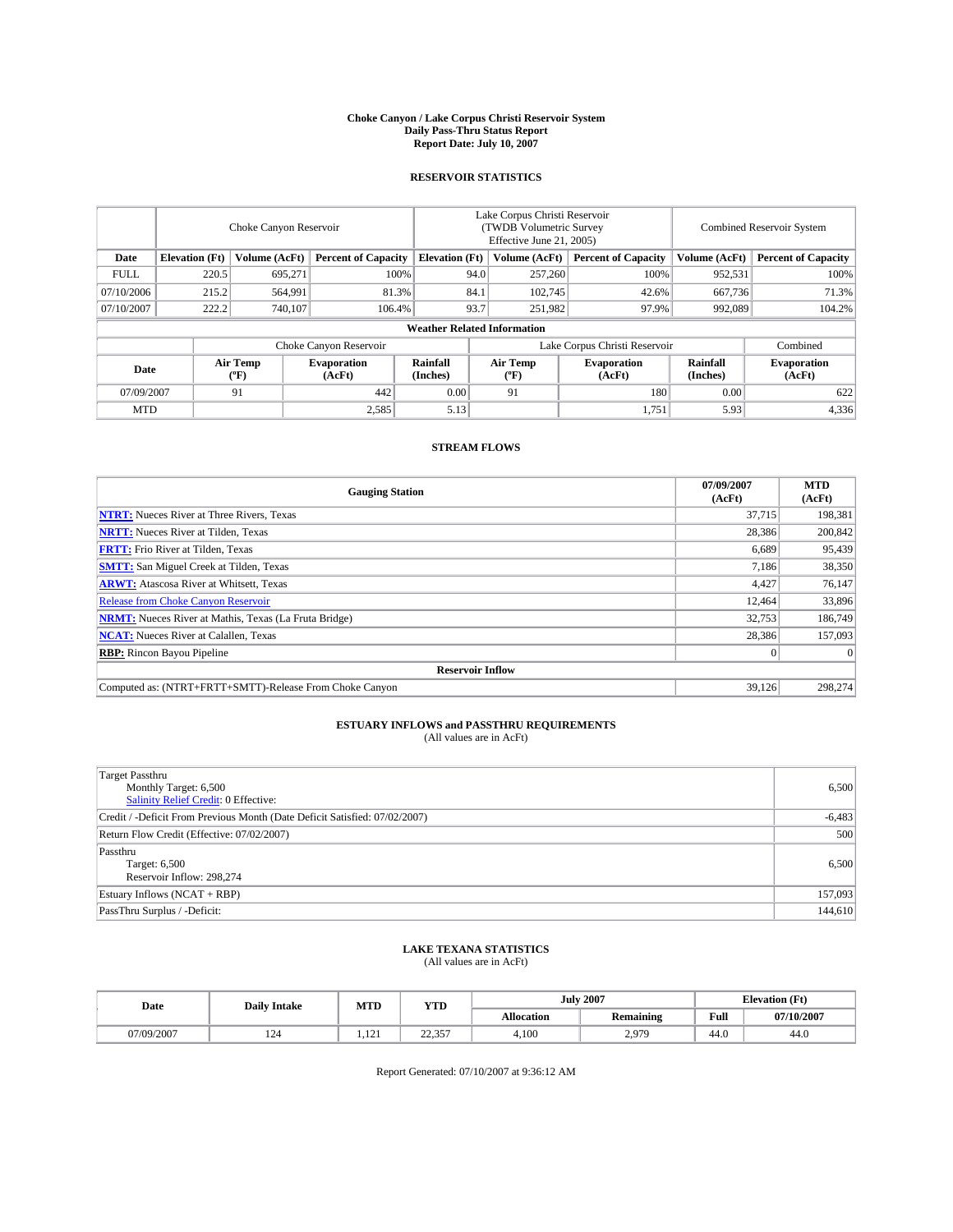# Choke Canyon / Lake Corpus Christi Reservoir System
## Daily Pass-Thru Status Report
### Report Date: July 10, 2007

## RESERVOIR STATISTICS

| | Choke Canyon Reservoir | | | Lake Corpus Christi Reservoir (TWDB Volumetric Survey Effective June 21, 2005) | | | Combined Reservoir System | |
|---|---|---|---|---|---|---|---|---|
| Date | Elevation (Ft) | Volume (AcFt) | Percent of Capacity | Elevation (Ft) | Volume (AcFt) | Percent of Capacity | Volume (AcFt) | Percent of Capacity |
| FULL | 220.5 | 695,271 | 100% | 94.0 | 257,260 | 100% | 952,531 | 100% |
| 07/10/2006 | 215.2 | 564,991 | 81.3% | 84.1 | 102,745 | 42.6% | 667,736 | 71.3% |
| 07/10/2007 | 222.2 | 740,107 | 106.4% | 93.7 | 251,982 | 97.9% | 992,089 | 104.2% |

**Weather Related Information**

| | Choke Canyon Reservoir | | | Lake Corpus Christi Reservoir | | | Combined |
|---|---|---|---|---|---|---|---|
| Date | Air Temp (°F) | Evaporation (AcFt) | Rainfall (Inches) | Air Temp (°F) | Evaporation (AcFt) | Rainfall (Inches) | Evaporation (AcFt) |
| 07/09/2007 | 91 | 442 | 0.00 | 91 | 180 | 0.00 | 622 |
| MTD | | 2,585 | 5.13 | | 1,751 | 5.93 | 4,336 |

## STREAM FLOWS

| Gauging Station | 07/09/2007 (AcFt) | MTD (AcFt) |
|---|---|---|
| **NTRT:** Nueces River at Three Rivers, Texas | 37,715 | 198,381 |
| **NRTT:** Nueces River at Tilden, Texas | 28,386 | 200,842 |
| **FRTT:** Frio River at Tilden, Texas | 6,689 | 95,439 |
| **SMTT:** San Miguel Creek at Tilden, Texas | 7,186 | 38,350 |
| **ARWT:** Atascosa River at Whitsett, Texas | 4,427 | 76,147 |
| Release from Choke Canyon Reservoir | 12,464 | 33,896 |
| **NRMT:** Nueces River at Mathis, Texas (La Fruta Bridge) | 32,753 | 186,749 |
| **NCAT:** Nueces River at Calallen, Texas | 28,386 | 157,093 |
| **RBP:** Rincon Bayou Pipeline | 0 | 0 |
| **Reservoir Inflow** | | |
| Computed as: (NTRT+FRTT+SMTT)-Release From Choke Canyon | 39,126 | 298,274 |

## ESTUARY INFLOWS and PASSTHRU REQUIREMENTS
(All values are in AcFt)

| | |
|---|---|
| Target Passthru<br>Monthly Target: 6,500<br>Salinity Relief Credit: 0 Effective: | 6,500 |
| Credit / -Deficit From Previous Month (Date Deficit Satisfied: 07/02/2007) | -6,483 |
| Return Flow Credit (Effective: 07/02/2007) | 500 |
| Passthru<br>Target: 6,500<br>Reservoir Inflow: 298,274 | 6,500 |
| Estuary Inflows (NCAT + RBP) | 157,093 |
| PassThru Surplus / -Deficit: | 144,610 |

## LAKE TEXANA STATISTICS
(All values are in AcFt)

| Date | Daily Intake | MTD | YTD | July 2007 | | Elevation (Ft) | |
|---|---|---|---|---|---|---|---|
| | | | | Allocation | Remaining | Full | 07/10/2007 |
| 07/09/2007 | 124 | 1,121 | 22,357 | 4,100 | 2,979 | 44.0 | 44.0 |

Report Generated: 07/10/2007 at 9:36:12 AM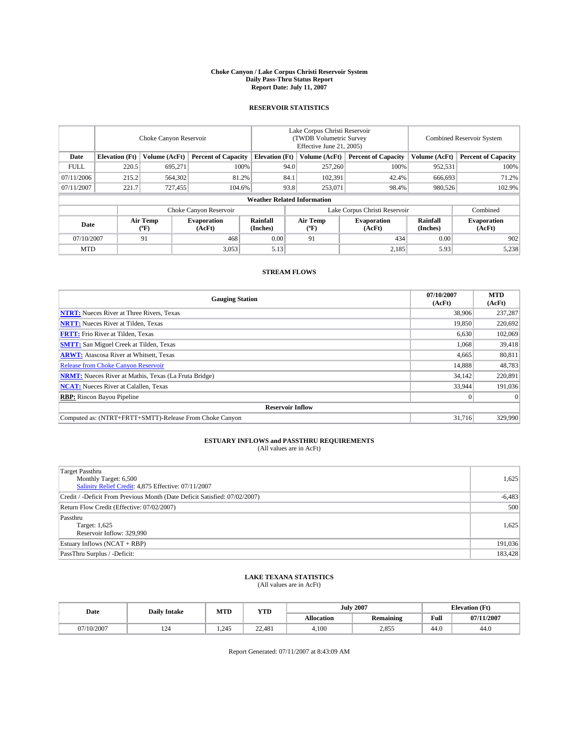# Choke Canyon / Lake Corpus Christi Reservoir System
## Daily Pass-Thru Status Report
### Report Date: July 11, 2007

## RESERVOIR STATISTICS

| | Choke Canyon Reservoir | | | Lake Corpus Christi Reservoir (TWDB Volumetric Survey Effective June 21, 2005) | | | Combined Reservoir System | |
|---|---|---|---|---|---|---|---|---|
| Date | Elevation (Ft) | Volume (AcFt) | Percent of Capacity | Elevation (Ft) | Volume (AcFt) | Percent of Capacity | Volume (AcFt) | Percent of Capacity |
| FULL | 220.5 | 695,271 | 100% | 94.0 | 257,260 | 100% | 952,531 | 100% |
| 07/11/2006 | 215.2 | 564,302 | 81.2% | 84.1 | 102,391 | 42.4% | 666,693 | 71.2% |
| 07/11/2007 | 221.7 | 727,455 | 104.6% | 93.8 | 253,071 | 98.4% | 980,526 | 102.9% |

**Weather Related Information**

| | Choke Canyon Reservoir | | | Lake Corpus Christi Reservoir | | | Combined |
|---|---|---|---|---|---|---|---|
| Date | Air Temp (°F) | Evaporation (AcFt) | Rainfall (Inches) | Air Temp (°F) | Evaporation (AcFt) | Rainfall (Inches) | Evaporation (AcFt) |
| 07/10/2007 | 91 | 468 | 0.00 | 91 | 434 | 0.00 | 902 |
| MTD | | 3,053 | 5.13 | | 2,185 | 5.93 | 5,238 |

## STREAM FLOWS

| Gauging Station | 07/10/2007 (AcFt) | MTD (AcFt) |
|---|---|---|
| **NTRT:** Nueces River at Three Rivers, Texas | 38,906 | 237,287 |
| **NRTT:** Nueces River at Tilden, Texas | 19,850 | 220,692 |
| **FRTT:** Frio River at Tilden, Texas | 6,630 | 102,069 |
| **SMTT:** San Miguel Creek at Tilden, Texas | 1,068 | 39,418 |
| **ARWT:** Atascosa River at Whitsett, Texas | 4,665 | 80,811 |
| Release from Choke Canyon Reservoir | 14,888 | 48,783 |
| **NRMT:** Nueces River at Mathis, Texas (La Fruta Bridge) | 34,142 | 220,891 |
| **NCAT:** Nueces River at Calallen, Texas | 33,944 | 191,036 |
| **RBP:** Rincon Bayou Pipeline | 0 | 0 |
| **Reservoir Inflow** | | |
| Computed as: (NTRT+FRTT+SMTT)-Release From Choke Canyon | 31,716 | 329,990 |

## ESTUARY INFLOWS and PASSTHRU REQUIREMENTS
(All values are in AcFt)

| | |
|---|---|
| Target Passthru<br>Monthly Target: 6,500<br>Salinity Relief Credit: 4,875 Effective: 07/11/2007 | 1,625 |
| Credit / -Deficit From Previous Month (Date Deficit Satisfied: 07/02/2007) | -6,483 |
| Return Flow Credit (Effective: 07/02/2007) | 500 |
| Passthru<br>Target: 1,625<br>Reservoir Inflow: 329,990 | 1,625 |
| Estuary Inflows (NCAT + RBP) | 191,036 |
| PassThru Surplus / -Deficit: | 183,428 |

## LAKE TEXANA STATISTICS
(All values are in AcFt)

| Date | Daily Intake | MTD | YTD | July 2007 | | Elevation (Ft) | |
|---|---|---|---|---|---|---|---|
| | | | | Allocation | Remaining | Full | 07/11/2007 |
| 07/10/2007 | 124 | 1,245 | 22,481 | 4,100 | 2,855 | 44.0 | 44.0 |

Report Generated: 07/11/2007 at 8:43:09 AM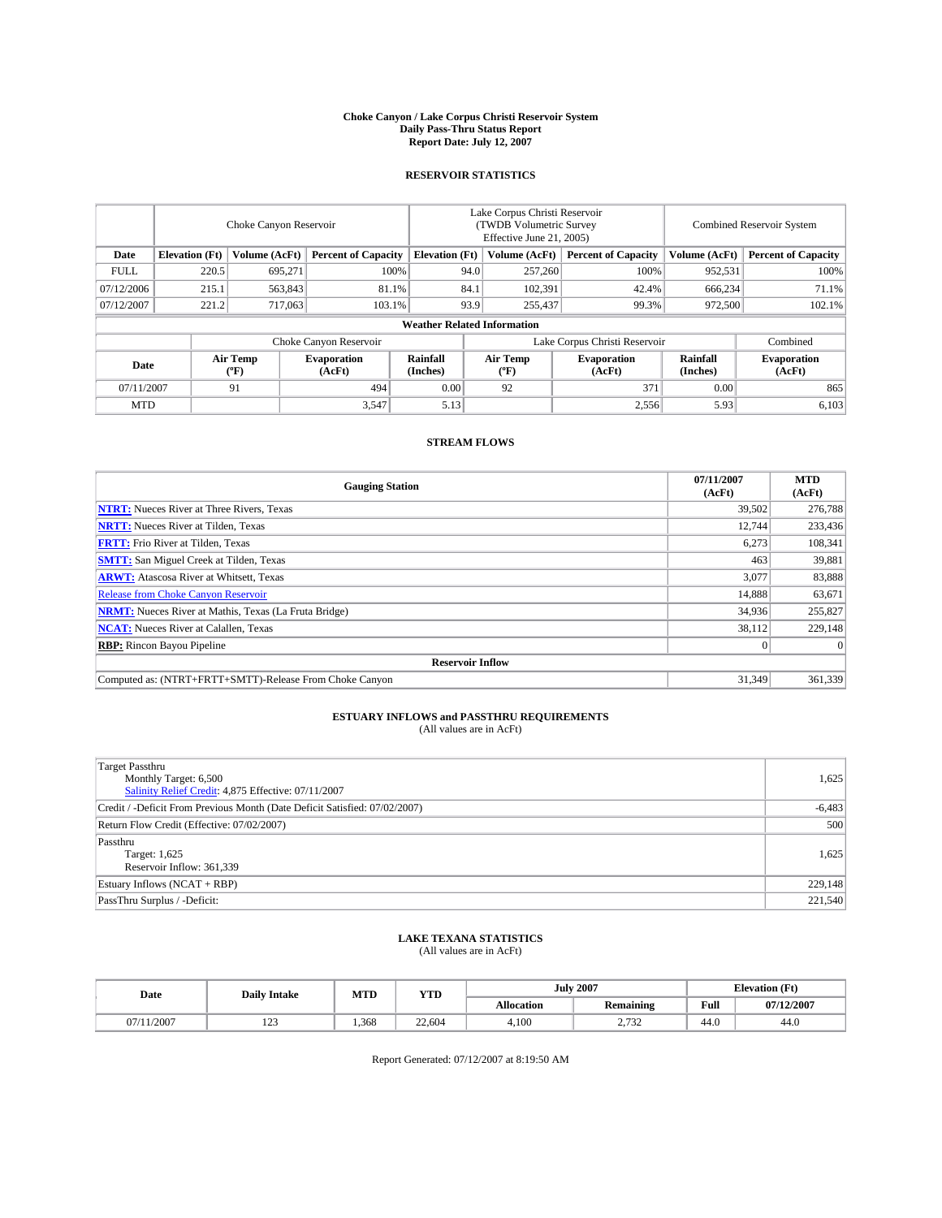# Choke Canyon / Lake Corpus Christi Reservoir System
## Daily Pass-Thru Status Report
## Report Date: July 12, 2007

### RESERVOIR STATISTICS

| | Choke Canyon Reservoir | | | Lake Corpus Christi Reservoir (TWDB Volumetric Survey Effective June 21, 2005) | | | Combined Reservoir System | |
|---|---|---|---|---|---|---|---|---|
| Date | Elevation (Ft) | Volume (AcFt) | Percent of Capacity | Elevation (Ft) | Volume (AcFt) | Percent of Capacity | Volume (AcFt) | Percent of Capacity |
| FULL | 220.5 | 695,271 | 100% | 94.0 | 257,260 | 100% | 952,531 | 100% |
| 07/12/2006 | 215.1 | 563,843 | 81.1% | 84.1 | 102,391 | 42.4% | 666,234 | 71.1% |
| 07/12/2007 | 221.2 | 717,063 | 103.1% | 93.9 | 255,437 | 99.3% | 972,500 | 102.1% |

**Weather Related Information**

| | Choke Canyon Reservoir | | | Lake Corpus Christi Reservoir | | | Combined |
|---|---|---|---|---|---|---|---|
| Date | Air Temp (°F) | Evaporation (AcFt) | Rainfall (Inches) | Air Temp (°F) | Evaporation (AcFt) | Rainfall (Inches) | Evaporation (AcFt) |
| 07/11/2007 | 91 | 494 | 0.00 | 92 | 371 | 0.00 | 865 |
| MTD | | 3,547 | 5.13 | | 2,556 | 5.93 | 6,103 |

### STREAM FLOWS

| Gauging Station | 07/11/2007 (AcFt) | MTD (AcFt) |
|---|---|---|
| **NTRT:** Nueces River at Three Rivers, Texas | 39,502 | 276,788 |
| **NRTT:** Nueces River at Tilden, Texas | 12,744 | 233,436 |
| **FRTT:** Frio River at Tilden, Texas | 6,273 | 108,341 |
| **SMTT:** San Miguel Creek at Tilden, Texas | 463 | 39,881 |
| **ARWT:** Atascosa River at Whitsett, Texas | 3,077 | 83,888 |
| Release from Choke Canyon Reservoir | 14,888 | 63,671 |
| **NRMT:** Nueces River at Mathis, Texas (La Fruta Bridge) | 34,936 | 255,827 |
| **NCAT:** Nueces River at Calallen, Texas | 38,112 | 229,148 |
| **RBP:** Rincon Bayou Pipeline | 0 | 0 |
| **Reservoir Inflow** | | |
| Computed as: (NTRT+FRTT+SMTT)-Release From Choke Canyon | 31,349 | 361,339 |

### ESTUARY INFLOWS and PASSTHRU REQUIREMENTS
(All values are in AcFt)

| | |
|---|---|
| Target Passthru<br>Monthly Target: 6,500<br>Salinity Relief Credit: 4,875 Effective: 07/11/2007 | 1,625 |
| Credit / -Deficit From Previous Month (Date Deficit Satisfied: 07/02/2007) | -6,483 |
| Return Flow Credit (Effective: 07/02/2007) | 500 |
| Passthru<br>Target: 1,625<br>Reservoir Inflow: 361,339 | 1,625 |
| Estuary Inflows (NCAT + RBP) | 229,148 |
| PassThru Surplus / -Deficit: | 221,540 |

### LAKE TEXANA STATISTICS
(All values are in AcFt)

| Date | Daily Intake | MTD | YTD | July 2007 | | Elevation (Ft) | |
|---|---|---|---|---|---|---|---|
| | | | | Allocation | Remaining | Full | 07/12/2007 |
| 07/11/2007 | 123 | 1,368 | 22,604 | 4,100 | 2,732 | 44.0 | 44.0 |

Report Generated: 07/12/2007 at 8:19:50 AM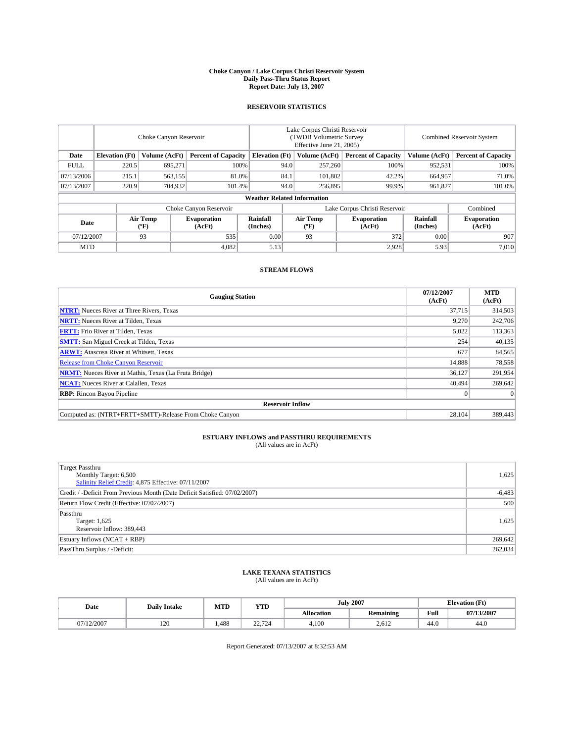# Choke Canyon / Lake Corpus Christi Reservoir System
## Daily Pass-Thru Status Report
## Report Date: July 13, 2007

### RESERVOIR STATISTICS

| | Choke Canyon Reservoir | | | Lake Corpus Christi Reservoir (TWDB Volumetric Survey Effective June 21, 2005) | | | Combined Reservoir System | |
|---|---|---|---|---|---|---|---|---|
| Date | Elevation (Ft) | Volume (AcFt) | Percent of Capacity | Elevation (Ft) | Volume (AcFt) | Percent of Capacity | Volume (AcFt) | Percent of Capacity |
| FULL | 220.5 | 695,271 | 100% | 94.0 | 257,260 | 100% | 952,531 | 100% |
| 07/13/2006 | 215.1 | 563,155 | 81.0% | 84.1 | 101,802 | 42.2% | 664,957 | 71.0% |
| 07/13/2007 | 220.9 | 704,932 | 101.4% | 94.0 | 256,895 | 99.9% | 961,827 | 101.0% |

**Weather Related Information**

| | Choke Canyon Reservoir | | | Lake Corpus Christi Reservoir | | | Combined |
|---|---|---|---|---|---|---|---|
| Date | Air Temp (°F) | Evaporation (AcFt) | Rainfall (Inches) | Air Temp (°F) | Evaporation (AcFt) | Rainfall (Inches) | Evaporation (AcFt) |
| 07/12/2007 | 93 | 535 | 0.00 | 93 | 372 | 0.00 | 907 |
| MTD | | 4,082 | 5.13 | | 2,928 | 5.93 | 7,010 |

### STREAM FLOWS

| Gauging Station | 07/12/2007 (AcFt) | MTD (AcFt) |
|---|---|---|
| **NTRT:** Nueces River at Three Rivers, Texas | 37,715 | 314,503 |
| **NRTT:** Nueces River at Tilden, Texas | 9,270 | 242,706 |
| **FRTT:** Frio River at Tilden, Texas | 5,022 | 113,363 |
| **SMTT:** San Miguel Creek at Tilden, Texas | 254 | 40,135 |
| **ARWT:** Atascosa River at Whitsett, Texas | 677 | 84,565 |
| Release from Choke Canyon Reservoir | 14,888 | 78,558 |
| **NRMT:** Nueces River at Mathis, Texas (La Fruta Bridge) | 36,127 | 291,954 |
| **NCAT:** Nueces River at Calallen, Texas | 40,494 | 269,642 |
| **RBP:** Rincon Bayou Pipeline | 0 | 0 |
| **Reservoir Inflow** | | |
| Computed as: (NTRT+FRTT+SMTT)-Release From Choke Canyon | 28,104 | 389,443 |

### ESTUARY INFLOWS and PASSTHRU REQUIREMENTS
(All values are in AcFt)

| | |
|---|---|
| Target Passthru<br>Monthly Target: 6,500<br>Salinity Relief Credit: 4,875 Effective: 07/11/2007 | 1,625 |
| Credit / -Deficit From Previous Month (Date Deficit Satisfied: 07/02/2007) | -6,483 |
| Return Flow Credit (Effective: 07/02/2007) | 500 |
| Passthru<br>Target: 1,625<br>Reservoir Inflow: 389,443 | 1,625 |
| Estuary Inflows (NCAT + RBP) | 269,642 |
| PassThru Surplus / -Deficit: | 262,034 |

### LAKE TEXANA STATISTICS
(All values are in AcFt)

| Date | Daily Intake | MTD | YTD | July 2007 | | Elevation (Ft) | |
|---|---|---|---|---|---|---|---|
| | | | | Allocation | Remaining | Full | 07/13/2007 |
| 07/12/2007 | 120 | 1,488 | 22,724 | 4,100 | 2,612 | 44.0 | 44.0 |

Report Generated: 07/13/2007 at 8:32:53 AM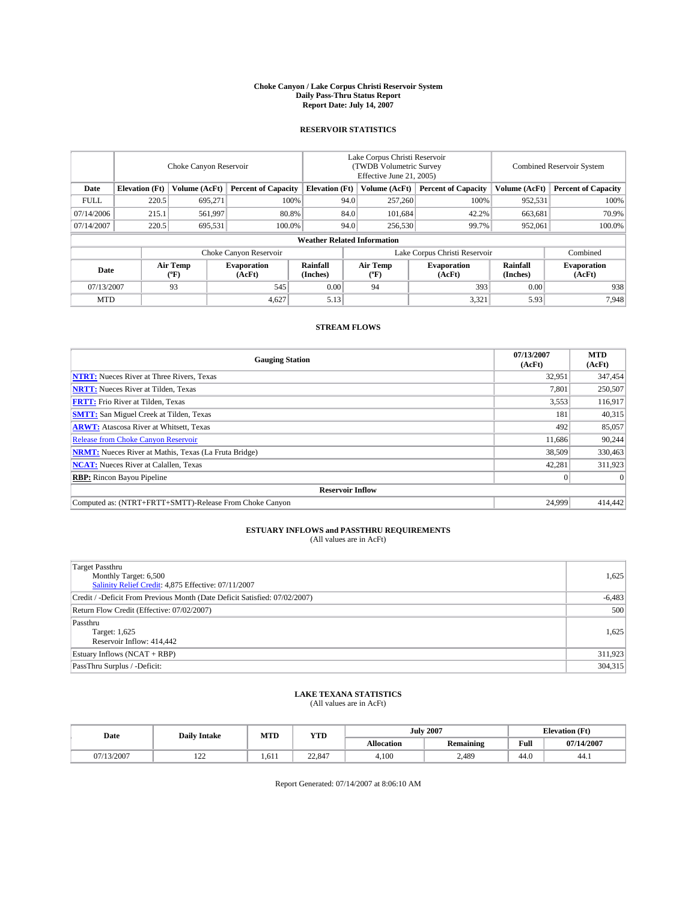# Choke Canyon / Lake Corpus Christi Reservoir System
## Daily Pass-Thru Status Report
## Report Date: July 14, 2007

### RESERVOIR STATISTICS

| | Choke Canyon Reservoir | | | Lake Corpus Christi Reservoir (TWDB Volumetric Survey Effective June 21, 2005) | | | Combined Reservoir System | |
|---|---|---|---|---|---|---|---|---|
| Date | Elevation (Ft) | Volume (AcFt) | Percent of Capacity | Elevation (Ft) | Volume (AcFt) | Percent of Capacity | Volume (AcFt) | Percent of Capacity |
| FULL | 220.5 | 695,271 | 100% | 94.0 | 257,260 | 100% | 952,531 | 100% |
| 07/14/2006 | 215.1 | 561,997 | 80.8% | 84.0 | 101,684 | 42.2% | 663,681 | 70.9% |
| 07/14/2007 | 220.5 | 695,531 | 100.0% | 94.0 | 256,530 | 99.7% | 952,061 | 100.0% |

**Weather Related Information**

| | Choke Canyon Reservoir | | | Lake Corpus Christi Reservoir | | | Combined |
|---|---|---|---|---|---|---|---|
| Date | Air Temp (ºF) | Evaporation (AcFt) | Rainfall (Inches) | Air Temp (ºF) | Evaporation (AcFt) | Rainfall (Inches) | Evaporation (AcFt) |
| 07/13/2007 | 93 | 545 | 0.00 | 94 | 393 | 0.00 | 938 |
| MTD | | 4,627 | 5.13 | | 3,321 | 5.93 | 7,948 |

### STREAM FLOWS

| Gauging Station | 07/13/2007 (AcFt) | MTD (AcFt) |
|---|---|---|
| **NTRT:** Nueces River at Three Rivers, Texas | 32,951 | 347,454 |
| **NRTT:** Nueces River at Tilden, Texas | 7,801 | 250,507 |
| **FRTT:** Frio River at Tilden, Texas | 3,553 | 116,917 |
| **SMTT:** San Miguel Creek at Tilden, Texas | 181 | 40,315 |
| **ARWT:** Atascosa River at Whitsett, Texas | 492 | 85,057 |
| Release from Choke Canyon Reservoir | 11,686 | 90,244 |
| **NRMT:** Nueces River at Mathis, Texas (La Fruta Bridge) | 38,509 | 330,463 |
| **NCAT:** Nueces River at Calallen, Texas | 42,281 | 311,923 |
| **RBP:** Rincon Bayou Pipeline | 0 | 0 |
| **Reservoir Inflow** | | |
| Computed as: (NTRT+FRTT+SMTT)-Release From Choke Canyon | 24,999 | 414,442 |

### ESTUARY INFLOWS and PASSTHRU REQUIREMENTS
(All values are in AcFt)

| | |
|---|---|
| Target Passthru<br>Monthly Target: 6,500<br>Salinity Relief Credit: 4,875 Effective: 07/11/2007 | 1,625 |
| Credit / -Deficit From Previous Month (Date Deficit Satisfied: 07/02/2007) | -6,483 |
| Return Flow Credit (Effective: 07/02/2007) | 500 |
| Passthru<br>Target: 1,625<br>Reservoir Inflow: 414,442 | 1,625 |
| Estuary Inflows (NCAT + RBP) | 311,923 |
| PassThru Surplus / -Deficit: | 304,315 |

### LAKE TEXANA STATISTICS
(All values are in AcFt)

| Date | Daily Intake | MTD | YTD | July 2007 | | Elevation (Ft) | |
|---|---|---|---|---|---|---|---|
| | | | | Allocation | Remaining | Full | 07/14/2007 |
| 07/13/2007 | 122 | 1,611 | 22,847 | 4,100 | 2,489 | 44.0 | 44.1 |

Report Generated: 07/14/2007 at 8:06:10 AM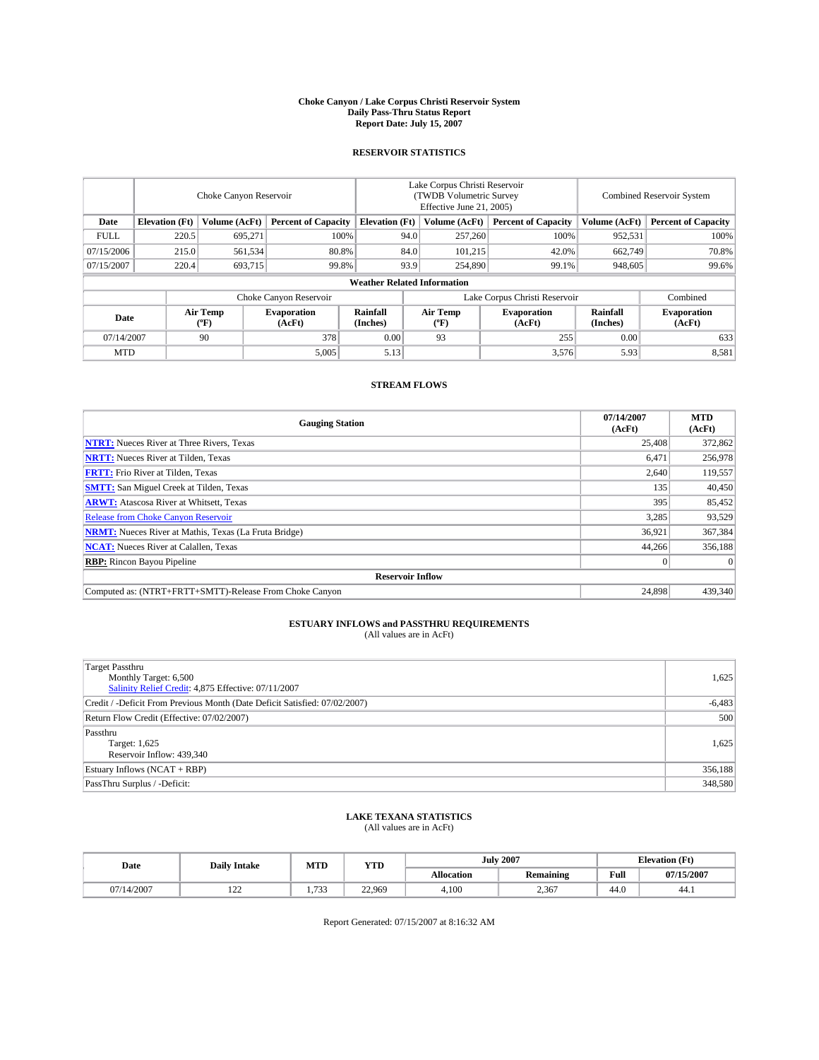# Choke Canyon / Lake Corpus Christi Reservoir System
## Daily Pass-Thru Status Report
## Report Date: July 15, 2007

### RESERVOIR STATISTICS

| | Choke Canyon Reservoir | | | Lake Corpus Christi Reservoir (TWDB Volumetric Survey Effective June 21, 2005) | | | Combined Reservoir System | |
|---|---|---|---|---|---|---|---|---|
| Date | Elevation (Ft) | Volume (AcFt) | Percent of Capacity | Elevation (Ft) | Volume (AcFt) | Percent of Capacity | Volume (AcFt) | Percent of Capacity |
| FULL | 220.5 | 695,271 | 100% | 94.0 | 257,260 | 100% | 952,531 | 100% |
| 07/15/2006 | 215.0 | 561,534 | 80.8% | 84.0 | 101,215 | 42.0% | 662,749 | 70.8% |
| 07/15/2007 | 220.4 | 693,715 | 99.8% | 93.9 | 254,890 | 99.1% | 948,605 | 99.6% |

**Weather Related Information**

| | Choke Canyon Reservoir | | | Lake Corpus Christi Reservoir | | | Combined |
|---|---|---|---|---|---|---|---|
| Date | Air Temp (ºF) | Evaporation (AcFt) | Rainfall (Inches) | Air Temp (ºF) | Evaporation (AcFt) | Rainfall (Inches) | Evaporation (AcFt) |
| 07/14/2007 | 90 | 378 | 0.00 | 93 | 255 | 0.00 | 633 |
| MTD | | 5,005 | 5.13 | | 3,576 | 5.93 | 8,581 |

### STREAM FLOWS

| Gauging Station | 07/14/2007 (AcFt) | MTD (AcFt) |
|---|---|---|
| **NTRT:** Nueces River at Three Rivers, Texas | 25,408 | 372,862 |
| **NRTT:** Nueces River at Tilden, Texas | 6,471 | 256,978 |
| **FRTT:** Frio River at Tilden, Texas | 2,640 | 119,557 |
| **SMTT:** San Miguel Creek at Tilden, Texas | 135 | 40,450 |
| **ARWT:** Atascosa River at Whitsett, Texas | 395 | 85,452 |
| Release from Choke Canyon Reservoir | 3,285 | 93,529 |
| **NRMT:** Nueces River at Mathis, Texas (La Fruta Bridge) | 36,921 | 367,384 |
| **NCAT:** Nueces River at Calallen, Texas | 44,266 | 356,188 |
| **RBP:** Rincon Bayou Pipeline | 0 | 0 |
| **Reservoir Inflow** | | |
| Computed as: (NTRT+FRTT+SMTT)-Release From Choke Canyon | 24,898 | 439,340 |

### ESTUARY INFLOWS and PASSTHRU REQUIREMENTS
(All values are in AcFt)

| | |
|---|---|
| Target Passthru<br>Monthly Target: 6,500<br>Salinity Relief Credit: 4,875 Effective: 07/11/2007 | 1,625 |
| Credit / -Deficit From Previous Month (Date Deficit Satisfied: 07/02/2007) | -6,483 |
| Return Flow Credit (Effective: 07/02/2007) | 500 |
| Passthru<br>Target: 1,625<br>Reservoir Inflow: 439,340 | 1,625 |
| Estuary Inflows (NCAT + RBP) | 356,188 |
| PassThru Surplus / -Deficit: | 348,580 |

### LAKE TEXANA STATISTICS
(All values are in AcFt)

| Date | Daily Intake | MTD | YTD | July 2007 | | Elevation (Ft) | |
|---|---|---|---|---|---|---|---|
| | | | | Allocation | Remaining | Full | 07/15/2007 |
| 07/14/2007 | 122 | 1,733 | 22,969 | 4,100 | 2,367 | 44.0 | 44.1 |

Report Generated: 07/15/2007 at 8:16:32 AM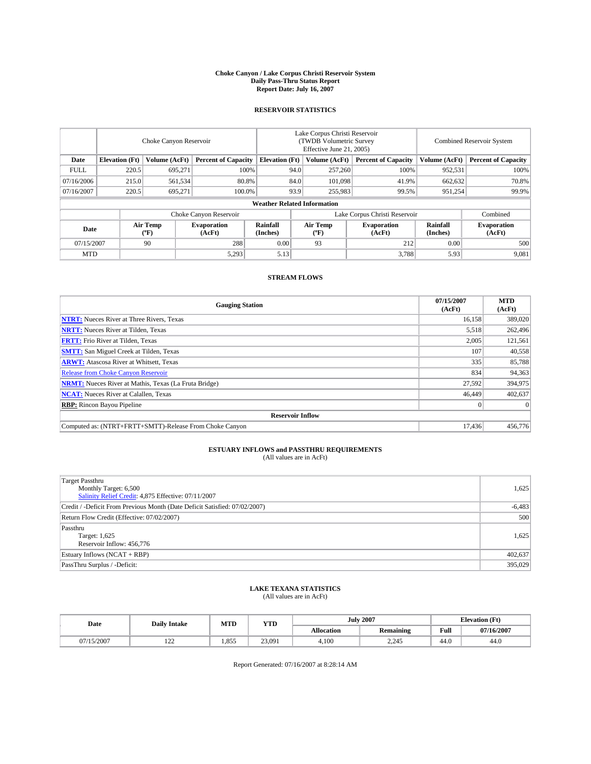# Choke Canyon / Lake Corpus Christi Reservoir System
## Daily Pass-Thru Status Report
## Report Date: July 16, 2007

### RESERVOIR STATISTICS

| | Choke Canyon Reservoir | | | Lake Corpus Christi Reservoir (TWDB Volumetric Survey Effective June 21, 2005) | | | Combined Reservoir System | |
|---|---|---|---|---|---|---|---|---|
| Date | Elevation (Ft) | Volume (AcFt) | Percent of Capacity | Elevation (Ft) | Volume (AcFt) | Percent of Capacity | Volume (AcFt) | Percent of Capacity |
| FULL | 220.5 | 695,271 | 100% | 94.0 | 257,260 | 100% | 952,531 | 100% |
| 07/16/2006 | 215.0 | 561,534 | 80.8% | 84.0 | 101,098 | 41.9% | 662,632 | 70.8% |
| 07/16/2007 | 220.5 | 695,271 | 100.0% | 93.9 | 255,983 | 99.5% | 951,254 | 99.9% |

**Weather Related Information**

| | Choke Canyon Reservoir | | | Lake Corpus Christi Reservoir | | | Combined |
|---|---|---|---|---|---|---|---|
| Date | Air Temp (ºF) | Evaporation (AcFt) | Rainfall (Inches) | Air Temp (ºF) | Evaporation (AcFt) | Rainfall (Inches) | Evaporation (AcFt) |
| 07/15/2007 | 90 | 288 | 0.00 | 93 | 212 | 0.00 | 500 |
| MTD | | 5,293 | 5.13 | | 3,788 | 5.93 | 9,081 |

### STREAM FLOWS

| Gauging Station | 07/15/2007 (AcFt) | MTD (AcFt) |
|---|---|---|
| **NTRT:** Nueces River at Three Rivers, Texas | 16,158 | 389,020 |
| **NRTT:** Nueces River at Tilden, Texas | 5,518 | 262,496 |
| **FRTT:** Frio River at Tilden, Texas | 2,005 | 121,561 |
| **SMTT:** San Miguel Creek at Tilden, Texas | 107 | 40,558 |
| **ARWT:** Atascosa River at Whitsett, Texas | 335 | 85,788 |
| Release from Choke Canyon Reservoir | 834 | 94,363 |
| **NRMT:** Nueces River at Mathis, Texas (La Fruta Bridge) | 27,592 | 394,975 |
| **NCAT:** Nueces River at Calallen, Texas | 46,449 | 402,637 |
| **RBP:** Rincon Bayou Pipeline | 0 | 0 |
| **Reservoir Inflow** | | |
| Computed as: (NTRT+FRTT+SMTT)-Release From Choke Canyon | 17,436 | 456,776 |

### ESTUARY INFLOWS and PASSTHRU REQUIREMENTS
(All values are in AcFt)

| | |
|---|---|
| Target Passthru<br>Monthly Target: 6,500<br>Salinity Relief Credit: 4,875 Effective: 07/11/2007 | 1,625 |
| Credit / -Deficit From Previous Month (Date Deficit Satisfied: 07/02/2007) | -6,483 |
| Return Flow Credit (Effective: 07/02/2007) | 500 |
| Passthru<br>Target: 1,625<br>Reservoir Inflow: 456,776 | 1,625 |
| Estuary Inflows (NCAT + RBP) | 402,637 |
| PassThru Surplus / -Deficit: | 395,029 |

### LAKE TEXANA STATISTICS
(All values are in AcFt)

| Date | Daily Intake | MTD | YTD | July 2007 | | Elevation (Ft) | |
|---|---|---|---|---|---|---|---|
| | | | | Allocation | Remaining | Full | 07/16/2007 |
| 07/15/2007 | 122 | 1,855 | 23,091 | 4,100 | 2,245 | 44.0 | 44.0 |

Report Generated: 07/16/2007 at 8:28:14 AM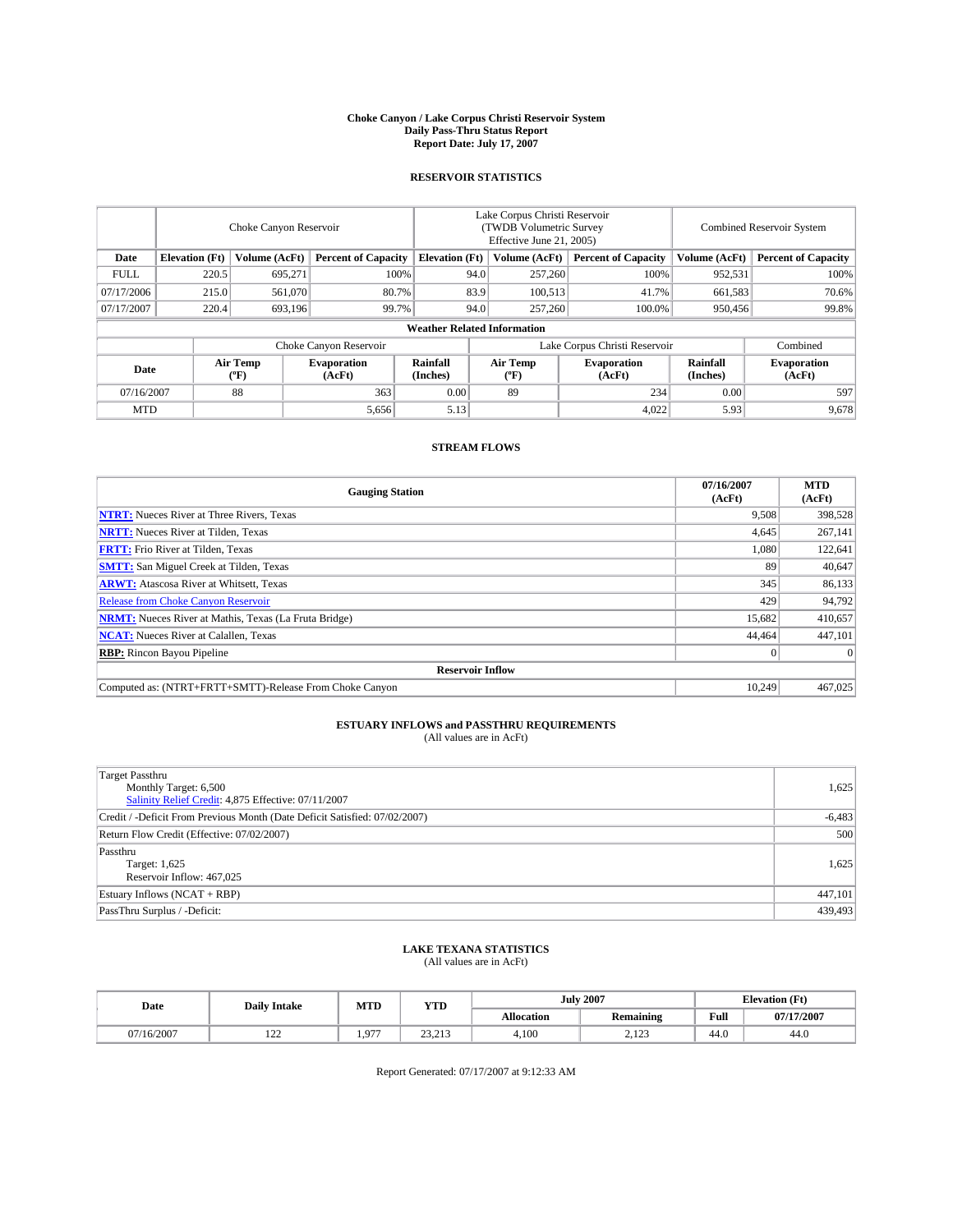# Choke Canyon / Lake Corpus Christi Reservoir System
## Daily Pass-Thru Status Report
### Report Date: July 17, 2007

## RESERVOIR STATISTICS

| | Choke Canyon Reservoir | | | Lake Corpus Christi Reservoir (TWDB Volumetric Survey Effective June 21, 2005) | | | Combined Reservoir System | |
|---|---|---|---|---|---|---|---|---|
| Date | Elevation (Ft) | Volume (AcFt) | Percent of Capacity | Elevation (Ft) | Volume (AcFt) | Percent of Capacity | Volume (AcFt) | Percent of Capacity |
| FULL | 220.5 | 695,271 | 100% | 94.0 | 257,260 | 100% | 952,531 | 100% |
| 07/17/2006 | 215.0 | 561,070 | 80.7% | 83.9 | 100,513 | 41.7% | 661,583 | 70.6% |
| 07/17/2007 | 220.4 | 693,196 | 99.7% | 94.0 | 257,260 | 100.0% | 950,456 | 99.8% |

**Weather Related Information**

| | Choke Canyon Reservoir | | | Lake Corpus Christi Reservoir | | | Combined |
|---|---|---|---|---|---|---|---|
| Date | Air Temp (ºF) | Evaporation (AcFt) | Rainfall (Inches) | Air Temp (ºF) | Evaporation (AcFt) | Rainfall (Inches) | Evaporation (AcFt) |
| 07/16/2007 | 88 | 363 | 0.00 | 89 | 234 | 0.00 | 597 |
| MTD | | 5,656 | 5.13 | | 4,022 | 5.93 | 9,678 |

## STREAM FLOWS

| Gauging Station | 07/16/2007 (AcFt) | MTD (AcFt) |
|---|---|---|
| **NTRT:** Nueces River at Three Rivers, Texas | 9,508 | 398,528 |
| **NRTT:** Nueces River at Tilden, Texas | 4,645 | 267,141 |
| **FRTT:** Frio River at Tilden, Texas | 1,080 | 122,641 |
| **SMTT:** San Miguel Creek at Tilden, Texas | 89 | 40,647 |
| **ARWT:** Atascosa River at Whitsett, Texas | 345 | 86,133 |
| Release from Choke Canyon Reservoir | 429 | 94,792 |
| **NRMT:** Nueces River at Mathis, Texas (La Fruta Bridge) | 15,682 | 410,657 |
| **NCAT:** Nueces River at Calallen, Texas | 44,464 | 447,101 |
| **RBP:** Rincon Bayou Pipeline | 0 | 0 |
| **Reservoir Inflow** | | |
| Computed as: (NTRT+FRTT+SMTT)-Release From Choke Canyon | 10,249 | 467,025 |

## ESTUARY INFLOWS and PASSTHRU REQUIREMENTS
(All values are in AcFt)

| | |
|---|---|
| Target Passthru<br>Monthly Target: 6,500<br>Salinity Relief Credit: 4,875 Effective: 07/11/2007 | 1,625 |
| Credit / -Deficit From Previous Month (Date Deficit Satisfied: 07/02/2007) | -6,483 |
| Return Flow Credit (Effective: 07/02/2007) | 500 |
| Passthru<br>Target: 1,625<br>Reservoir Inflow: 467,025 | 1,625 |
| Estuary Inflows (NCAT + RBP) | 447,101 |
| PassThru Surplus / -Deficit: | 439,493 |

## LAKE TEXANA STATISTICS
(All values are in AcFt)

| Date | Daily Intake | MTD | YTD | July 2007 | | Elevation (Ft) | |
|---|---|---|---|---|---|---|---|
| | | | | Allocation | Remaining | Full | 07/17/2007 |
| 07/16/2007 | 122 | 1,977 | 23,213 | 4,100 | 2,123 | 44.0 | 44.0 |

Report Generated: 07/17/2007 at 9:12:33 AM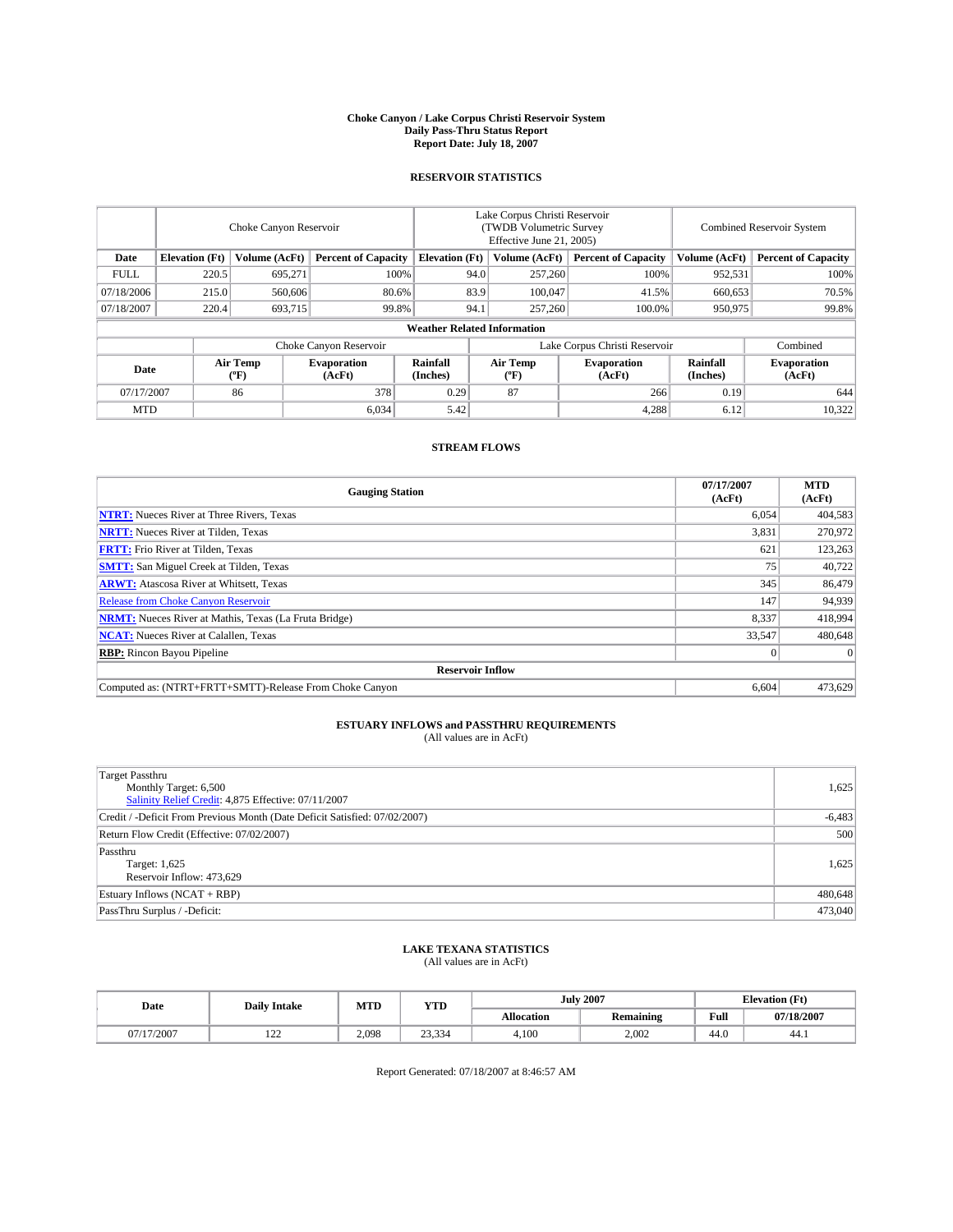# Choke Canyon / Lake Corpus Christi Reservoir System
## Daily Pass-Thru Status Report
## Report Date: July 18, 2007

### RESERVOIR STATISTICS

| | Choke Canyon Reservoir | | | Lake Corpus Christi Reservoir (TWDB Volumetric Survey Effective June 21, 2005) | | | Combined Reservoir System | |
|---|---|---|---|---|---|---|---|---|
| Date | Elevation (Ft) | Volume (AcFt) | Percent of Capacity | Elevation (Ft) | Volume (AcFt) | Percent of Capacity | Volume (AcFt) | Percent of Capacity |
| FULL | 220.5 | 695,271 | 100% | 94.0 | 257,260 | 100% | 952,531 | 100% |
| 07/18/2006 | 215.0 | 560,606 | 80.6% | 83.9 | 100,047 | 41.5% | 660,653 | 70.5% |
| 07/18/2007 | 220.4 | 693,715 | 99.8% | 94.1 | 257,260 | 100.0% | 950,975 | 99.8% |

**Weather Related Information**

| | Choke Canyon Reservoir | | | Lake Corpus Christi Reservoir | | | Combined |
|---|---|---|---|---|---|---|---|
| Date | Air Temp (ºF) | Evaporation (AcFt) | Rainfall (Inches) | Air Temp (ºF) | Evaporation (AcFt) | Rainfall (Inches) | Evaporation (AcFt) |
| 07/17/2007 | 86 | 378 | 0.29 | 87 | 266 | 0.19 | 644 |
| MTD | | 6,034 | 5.42 | | 4,288 | 6.12 | 10,322 |

### STREAM FLOWS

| Gauging Station | 07/17/2007 (AcFt) | MTD (AcFt) |
|---|---|---|
| **NTRT:** Nueces River at Three Rivers, Texas | 6,054 | 404,583 |
| **NRTT:** Nueces River at Tilden, Texas | 3,831 | 270,972 |
| **FRTT:** Frio River at Tilden, Texas | 621 | 123,263 |
| **SMTT:** San Miguel Creek at Tilden, Texas | 75 | 40,722 |
| **ARWT:** Atascosa River at Whitsett, Texas | 345 | 86,479 |
| Release from Choke Canyon Reservoir | 147 | 94,939 |
| **NRMT:** Nueces River at Mathis, Texas (La Fruta Bridge) | 8,337 | 418,994 |
| **NCAT:** Nueces River at Calallen, Texas | 33,547 | 480,648 |
| **RBP:** Rincon Bayou Pipeline | 0 | 0 |
| **Reservoir Inflow** | | |
| Computed as: (NTRT+FRTT+SMTT)-Release From Choke Canyon | 6,604 | 473,629 |

### ESTUARY INFLOWS and PASSTHRU REQUIREMENTS
(All values are in AcFt)

| | |
|---|---|
| Target Passthru<br>Monthly Target: 6,500<br>Salinity Relief Credit: 4,875 Effective: 07/11/2007 | 1,625 |
| Credit / -Deficit From Previous Month (Date Deficit Satisfied: 07/02/2007) | -6,483 |
| Return Flow Credit (Effective: 07/02/2007) | 500 |
| Passthru<br>Target: 1,625<br>Reservoir Inflow: 473,629 | 1,625 |
| Estuary Inflows (NCAT + RBP) | 480,648 |
| PassThru Surplus / -Deficit: | 473,040 |

### LAKE TEXANA STATISTICS
(All values are in AcFt)

| Date | Daily Intake | MTD | YTD | July 2007 | | Elevation (Ft) | |
|---|---|---|---|---|---|---|---|
| | | | | Allocation | Remaining | Full | 07/18/2007 |
| 07/17/2007 | 122 | 2,098 | 23,334 | 4,100 | 2,002 | 44.0 | 44.1 |

Report Generated: 07/18/2007 at 8:46:57 AM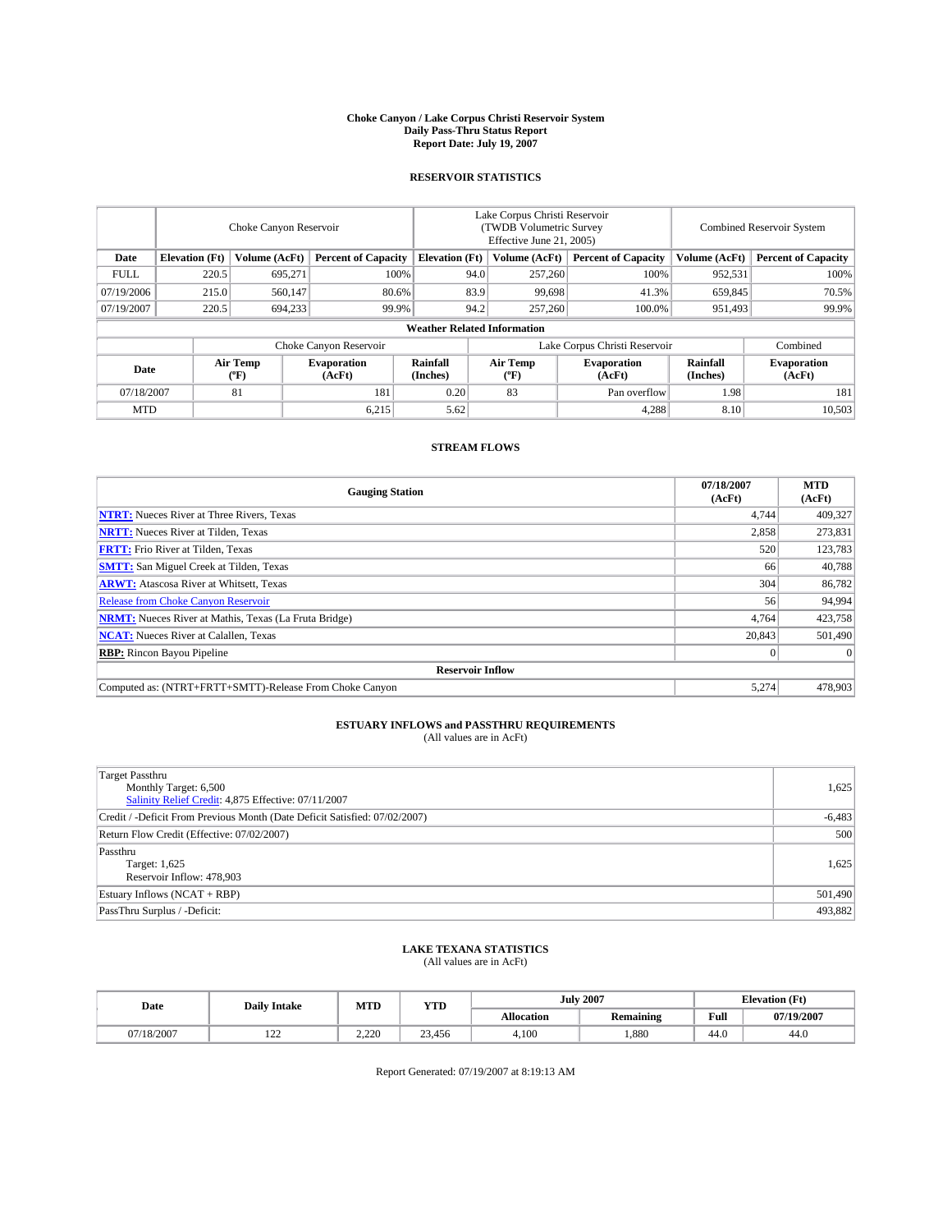**Choke Canyon / Lake Corpus Christi Reservoir System**
**Daily Pass-Thru Status Report**
**Report Date: July 19, 2007**

## RESERVOIR STATISTICS

| | Choke Canyon Reservoir | | | Lake Corpus Christi Reservoir (TWDB Volumetric Survey Effective June 21, 2005) | | | Combined Reservoir System | |
|---|---|---|---|---|---|---|---|---|
| **Date** | **Elevation (Ft)** | **Volume (AcFt)** | **Percent of Capacity** | **Elevation (Ft)** | **Volume (AcFt)** | **Percent of Capacity** | **Volume (AcFt)** | **Percent of Capacity** |
| FULL | 220.5 | 695,271 | 100% | 94.0 | 257,260 | 100% | 952,531 | 100% |
| 07/19/2006 | 215.0 | 560,147 | 80.6% | 83.9 | 99,698 | 41.3% | 659,845 | 70.5% |
| 07/19/2007 | 220.5 | 694,233 | 99.9% | 94.2 | 257,260 | 100.0% | 951,493 | 99.9% |

**Weather Related Information**

| | Choke Canyon Reservoir | | | Lake Corpus Christi Reservoir | | | Combined |
|---|---|---|---|---|---|---|---|
| **Date** | **Air Temp (°F)** | **Evaporation (AcFt)** | **Rainfall (Inches)** | **Air Temp (°F)** | **Evaporation (AcFt)** | **Rainfall (Inches)** | **Evaporation (AcFt)** |
| 07/18/2007 | 81 | 181 | 0.20 | 83 | Pan overflow | 1.98 | 181 |
| MTD | | 6,215 | 5.62 | | 4,288 | 8.10 | 10,503 |

## STREAM FLOWS

| Gauging Station | 07/18/2007 (AcFt) | MTD (AcFt) |
|---|---|---|
| **NTRT:** Nueces River at Three Rivers, Texas | 4,744 | 409,327 |
| **NRTT:** Nueces River at Tilden, Texas | 2,858 | 273,831 |
| **FRTT:** Frio River at Tilden, Texas | 520 | 123,783 |
| **SMTT:** San Miguel Creek at Tilden, Texas | 66 | 40,788 |
| **ARWT:** Atascosa River at Whitsett, Texas | 304 | 86,782 |
| Release from Choke Canyon Reservoir | 56 | 94,994 |
| **NRMT:** Nueces River at Mathis, Texas (La Fruta Bridge) | 4,764 | 423,758 |
| **NCAT:** Nueces River at Calallen, Texas | 20,843 | 501,490 |
| **RBP:** Rincon Bayou Pipeline | 0 | 0 |
| **Reservoir Inflow** | | |
| Computed as: (NTRT+FRTT+SMTT)-Release From Choke Canyon | 5,274 | 478,903 |

## ESTUARY INFLOWS and PASSTHRU REQUIREMENTS

(All values are in AcFt)

| | |
|---|---|
| Target Passthru<br>Monthly Target: 6,500<br>Salinity Relief Credit: 4,875 Effective: 07/11/2007 | 1,625 |
| Credit / -Deficit From Previous Month (Date Deficit Satisfied: 07/02/2007) | -6,483 |
| Return Flow Credit (Effective: 07/02/2007) | 500 |
| Passthru<br>Target: 1,625<br>Reservoir Inflow: 478,903 | 1,625 |
| Estuary Inflows (NCAT + RBP) | 501,490 |
| PassThru Surplus / -Deficit: | 493,882 |

## LAKE TEXANA STATISTICS

(All values are in AcFt)

| Date | Daily Intake | MTD | YTD | July 2007 | | Elevation (Ft) | |
|---|---|---|---|---|---|---|---|
| | | | | **Allocation** | **Remaining** | **Full** | **07/19/2007** |
| 07/18/2007 | 122 | 2,220 | 23,456 | 4,100 | 1,880 | 44.0 | 44.0 |

Report Generated: 07/19/2007 at 8:19:13 AM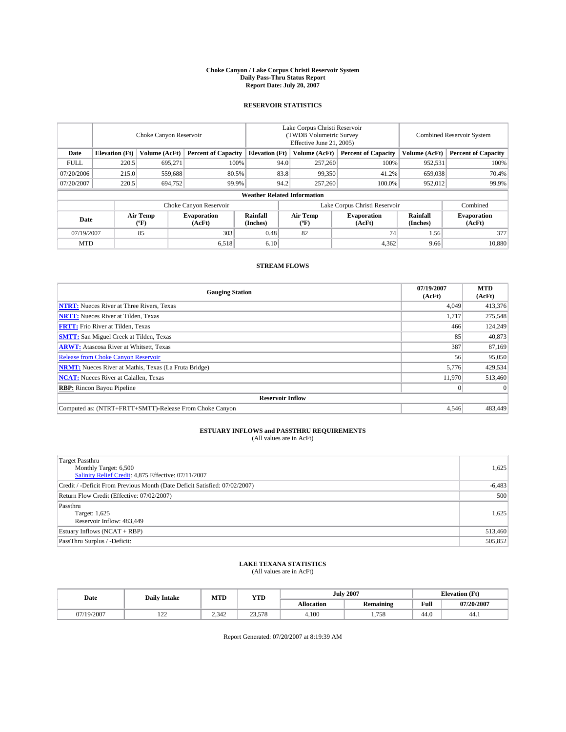# Choke Canyon / Lake Corpus Christi Reservoir System
## Daily Pass-Thru Status Report
## Report Date: July 20, 2007

### RESERVOIR STATISTICS

| | Choke Canyon Reservoir | | | Lake Corpus Christi Reservoir (TWDB Volumetric Survey Effective June 21, 2005) | | | Combined Reservoir System | |
|---|---|---|---|---|---|---|---|---|
| Date | Elevation (Ft) | Volume (AcFt) | Percent of Capacity | Elevation (Ft) | Volume (AcFt) | Percent of Capacity | Volume (AcFt) | Percent of Capacity |
| FULL | 220.5 | 695,271 | 100% | 94.0 | 257,260 | 100% | 952,531 | 100% |
| 07/20/2006 | 215.0 | 559,688 | 80.5% | 83.8 | 99,350 | 41.2% | 659,038 | 70.4% |
| 07/20/2007 | 220.5 | 694,752 | 99.9% | 94.2 | 257,260 | 100.0% | 952,012 | 99.9% |

**Weather Related Information**

| | Choke Canyon Reservoir | | | Lake Corpus Christi Reservoir | | | Combined |
|---|---|---|---|---|---|---|---|
| Date | Air Temp (°F) | Evaporation (AcFt) | Rainfall (Inches) | Air Temp (°F) | Evaporation (AcFt) | Rainfall (Inches) | Evaporation (AcFt) |
| 07/19/2007 | 85 | 303 | 0.48 | 82 | 74 | 1.56 | 377 |
| MTD | | 6,518 | 6.10 | | 4,362 | 9.66 | 10,880 |

### STREAM FLOWS

| Gauging Station | 07/19/2007 (AcFt) | MTD (AcFt) |
|---|---|---|
| **NTRT:** Nueces River at Three Rivers, Texas | 4,049 | 413,376 |
| **NRTT:** Nueces River at Tilden, Texas | 1,717 | 275,548 |
| **FRTT:** Frio River at Tilden, Texas | 466 | 124,249 |
| **SMTT:** San Miguel Creek at Tilden, Texas | 85 | 40,873 |
| **ARWT:** Atascosa River at Whitsett, Texas | 387 | 87,169 |
| Release from Choke Canyon Reservoir | 56 | 95,050 |
| **NRMT:** Nueces River at Mathis, Texas (La Fruta Bridge) | 5,776 | 429,534 |
| **NCAT:** Nueces River at Calallen, Texas | 11,970 | 513,460 |
| **RBP:** Rincon Bayou Pipeline | 0 | 0 |
| **Reservoir Inflow** | | |
| Computed as: (NTRT+FRTT+SMTT)-Release From Choke Canyon | 4,546 | 483,449 |

### ESTUARY INFLOWS and PASSTHRU REQUIREMENTS
(All values are in AcFt)

| | |
|---|---|
| Target Passthru<br>Monthly Target: 6,500<br>Salinity Relief Credit: 4,875 Effective: 07/11/2007 | 1,625 |
| Credit / -Deficit From Previous Month (Date Deficit Satisfied: 07/02/2007) | -6,483 |
| Return Flow Credit (Effective: 07/02/2007) | 500 |
| Passthru<br>Target: 1,625<br>Reservoir Inflow: 483,449 | 1,625 |
| Estuary Inflows (NCAT + RBP) | 513,460 |
| PassThru Surplus / -Deficit: | 505,852 |

### LAKE TEXANA STATISTICS
(All values are in AcFt)

| Date | Daily Intake | MTD | YTD | July 2007 | | Elevation (Ft) | |
|---|---|---|---|---|---|---|---|
| | | | | Allocation | Remaining | Full | 07/20/2007 |
| 07/19/2007 | 122 | 2,342 | 23,578 | 4,100 | 1,758 | 44.0 | 44.1 |

Report Generated: 07/20/2007 at 8:19:39 AM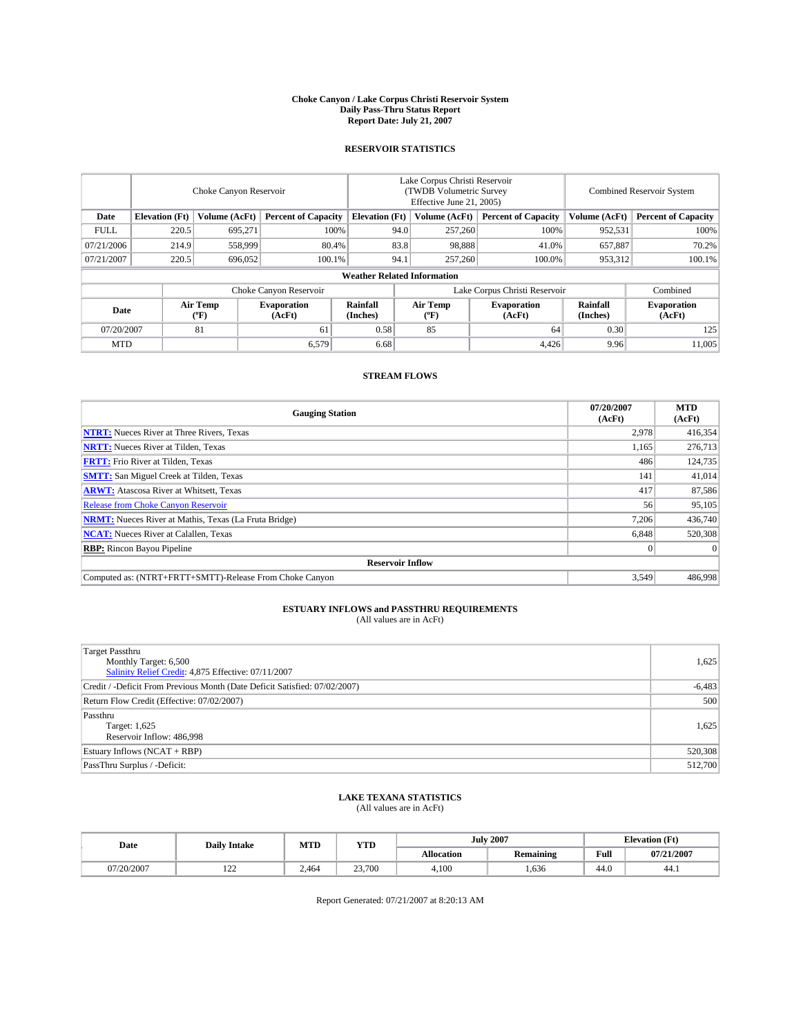**Choke Canyon / Lake Corpus Christi Reservoir System**
**Daily Pass-Thru Status Report**
**Report Date: July 21, 2007**

## RESERVOIR STATISTICS

| | Choke Canyon Reservoir | | | Lake Corpus Christi Reservoir (TWDB Volumetric Survey Effective June 21, 2005) | | | Combined Reservoir System | |
|---|---|---|---|---|---|---|---|---|
| Date | Elevation (Ft) | Volume (AcFt) | Percent of Capacity | Elevation (Ft) | Volume (AcFt) | Percent of Capacity | Volume (AcFt) | Percent of Capacity |
| FULL | 220.5 | 695,271 | 100% | 94.0 | 257,260 | 100% | 952,531 | 100% |
| 07/21/2006 | 214.9 | 558,999 | 80.4% | 83.8 | 98,888 | 41.0% | 657,887 | 70.2% |
| 07/21/2007 | 220.5 | 696,052 | 100.1% | 94.1 | 257,260 | 100.0% | 953,312 | 100.1% |

**Weather Related Information**

| | Choke Canyon Reservoir | | | Lake Corpus Christi Reservoir | | | Combined |
|---|---|---|---|---|---|---|---|
| Date | Air Temp (ºF) | Evaporation (AcFt) | Rainfall (Inches) | Air Temp (ºF) | Evaporation (AcFt) | Rainfall (Inches) | Evaporation (AcFt) |
| 07/20/2007 | 81 | 61 | 0.58 | 85 | 64 | 0.30 | 125 |
| MTD | | 6,579 | 6.68 | | 4,426 | 9.96 | 11,005 |

## STREAM FLOWS

| Gauging Station | 07/20/2007 (AcFt) | MTD (AcFt) |
|---|---|---|
| **NTRT:** Nueces River at Three Rivers, Texas | 2,978 | 416,354 |
| **NRTT:** Nueces River at Tilden, Texas | 1,165 | 276,713 |
| **FRTT:** Frio River at Tilden, Texas | 486 | 124,735 |
| **SMTT:** San Miguel Creek at Tilden, Texas | 141 | 41,014 |
| **ARWT:** Atascosa River at Whitsett, Texas | 417 | 87,586 |
| Release from Choke Canyon Reservoir | 56 | 95,105 |
| **NRMT:** Nueces River at Mathis, Texas (La Fruta Bridge) | 7,206 | 436,740 |
| **NCAT:** Nueces River at Calallen, Texas | 6,848 | 520,308 |
| **RBP:** Rincon Bayou Pipeline | 0 | 0 |
| **Reservoir Inflow** | | |
| Computed as: (NTRT+FRTT+SMTT)-Release From Choke Canyon | 3,549 | 486,998 |

## ESTUARY INFLOWS and PASSTHRU REQUIREMENTS
(All values are in AcFt)

| | |
|---|---|
| Target Passthru<br>Monthly Target: 6,500<br>Salinity Relief Credit: 4,875 Effective: 07/11/2007 | 1,625 |
| Credit / -Deficit From Previous Month (Date Deficit Satisfied: 07/02/2007) | -6,483 |
| Return Flow Credit (Effective: 07/02/2007) | 500 |
| Passthru<br>Target: 1,625<br>Reservoir Inflow: 486,998 | 1,625 |
| Estuary Inflows (NCAT + RBP) | 520,308 |
| PassThru Surplus / -Deficit: | 512,700 |

## LAKE TEXANA STATISTICS
(All values are in AcFt)

| Date | Daily Intake | MTD | YTD | July 2007 | | Elevation (Ft) | |
|---|---|---|---|---|---|---|---|
| | | | | Allocation | Remaining | Full | 07/21/2007 |
| 07/20/2007 | 122 | 2,464 | 23,700 | 4,100 | 1,636 | 44.0 | 44.1 |

Report Generated: 07/21/2007 at 8:20:13 AM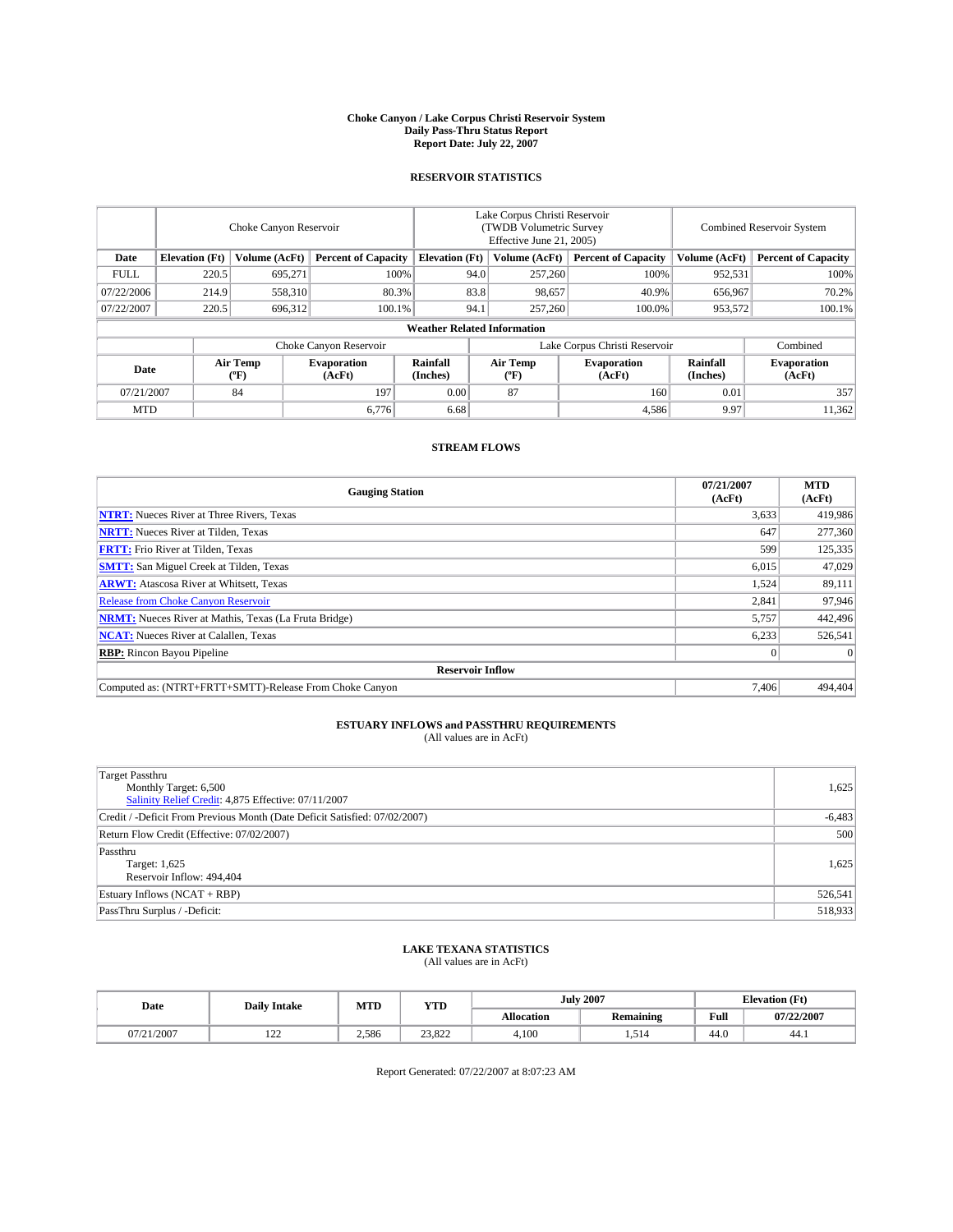# Choke Canyon / Lake Corpus Christi Reservoir System
## Daily Pass-Thru Status Report
## Report Date: July 22, 2007

### RESERVOIR STATISTICS

| | Choke Canyon Reservoir | | | Lake Corpus Christi Reservoir (TWDB Volumetric Survey Effective June 21, 2005) | | | Combined Reservoir System | |
|---|---|---|---|---|---|---|---|---|
| Date | Elevation (Ft) | Volume (AcFt) | Percent of Capacity | Elevation (Ft) | Volume (AcFt) | Percent of Capacity | Volume (AcFt) | Percent of Capacity |
| FULL | 220.5 | 695,271 | 100% | 94.0 | 257,260 | 100% | 952,531 | 100% |
| 07/22/2006 | 214.9 | 558,310 | 80.3% | 83.8 | 98,657 | 40.9% | 656,967 | 70.2% |
| 07/22/2007 | 220.5 | 696,312 | 100.1% | 94.1 | 257,260 | 100.0% | 953,572 | 100.1% |

**Weather Related Information**

| | Choke Canyon Reservoir | | | Lake Corpus Christi Reservoir | | | Combined |
|---|---|---|---|---|---|---|---|
| Date | Air Temp (°F) | Evaporation (AcFt) | Rainfall (Inches) | Air Temp (°F) | Evaporation (AcFt) | Rainfall (Inches) | Evaporation (AcFt) |
| 07/21/2007 | 84 | 197 | 0.00 | 87 | 160 | 0.01 | 357 |
| MTD | | 6,776 | 6.68 | | 4,586 | 9.97 | 11,362 |

### STREAM FLOWS

| Gauging Station | 07/21/2007 (AcFt) | MTD (AcFt) |
|---|---|---|
| NTRT: Nueces River at Three Rivers, Texas | 3,633 | 419,986 |
| NRTT: Nueces River at Tilden, Texas | 647 | 277,360 |
| FRTT: Frio River at Tilden, Texas | 599 | 125,335 |
| SMTT: San Miguel Creek at Tilden, Texas | 6,015 | 47,029 |
| ARWT: Atascosa River at Whitsett, Texas | 1,524 | 89,111 |
| Release from Choke Canyon Reservoir | 2,841 | 97,946 |
| NRMT: Nueces River at Mathis, Texas (La Fruta Bridge) | 5,757 | 442,496 |
| NCAT: Nueces River at Calallen, Texas | 6,233 | 526,541 |
| RBP: Rincon Bayou Pipeline | 0 | 0 |
| **Reservoir Inflow** | | |
| Computed as: (NTRT+FRTT+SMTT)-Release From Choke Canyon | 7,406 | 494,404 |

### ESTUARY INFLOWS and PASSTHRU REQUIREMENTS
(All values are in AcFt)

| | |
|---|---|
| Target Passthru<br>Monthly Target: 6,500<br>Salinity Relief Credit: 4,875 Effective: 07/11/2007 | 1,625 |
| Credit / -Deficit From Previous Month (Date Deficit Satisfied: 07/02/2007) | -6,483 |
| Return Flow Credit (Effective: 07/02/2007) | 500 |
| Passthru<br>Target: 1,625<br>Reservoir Inflow: 494,404 | 1,625 |
| Estuary Inflows (NCAT + RBP) | 526,541 |
| PassThru Surplus / -Deficit: | 518,933 |

### LAKE TEXANA STATISTICS
(All values are in AcFt)

| Date | Daily Intake | MTD | YTD | July 2007 | | Elevation (Ft) | |
|---|---|---|---|---|---|---|---|
| | | | | Allocation | Remaining | Full | 07/22/2007 |
| 07/21/2007 | 122 | 2,586 | 23,822 | 4,100 | 1,514 | 44.0 | 44.1 |

Report Generated: 07/22/2007 at 8:07:23 AM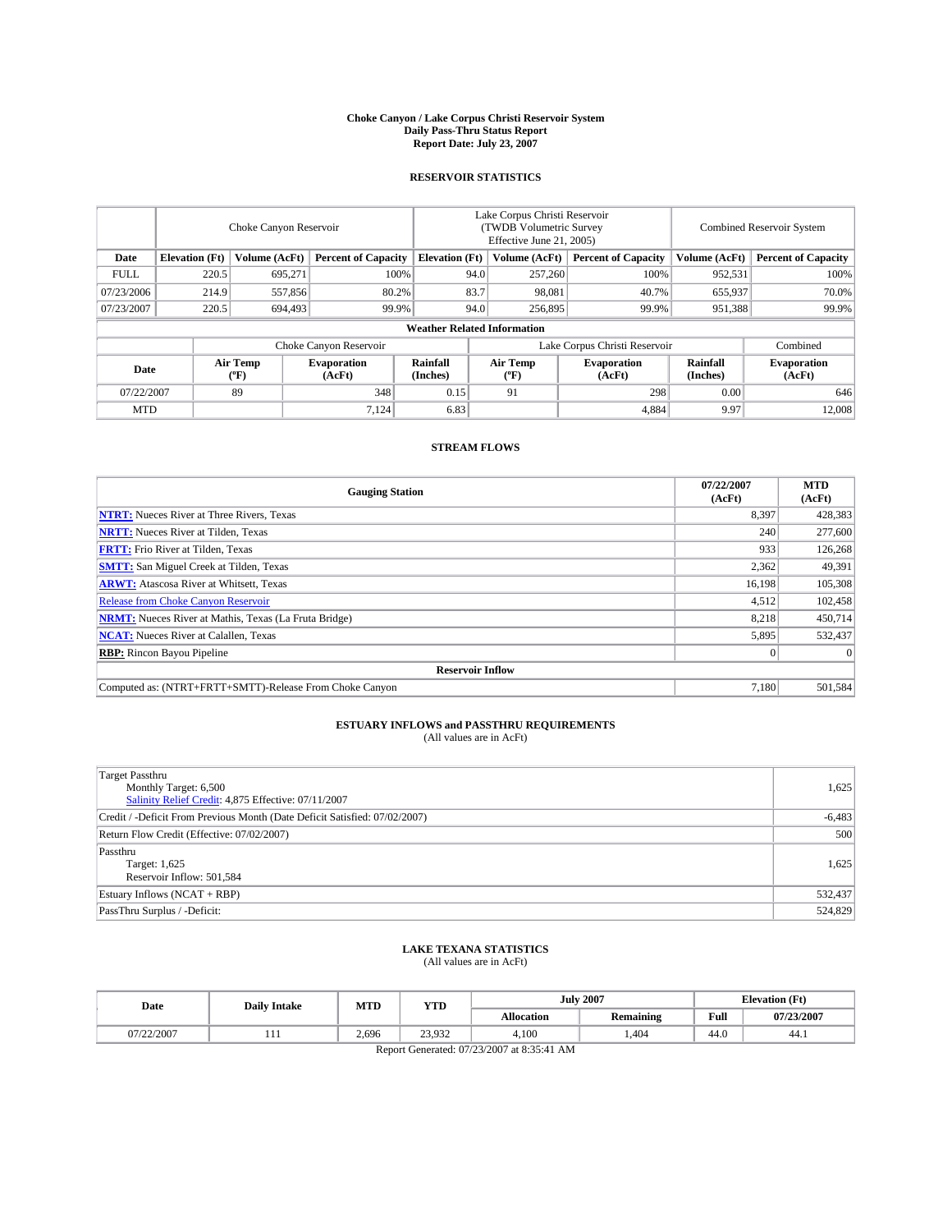# Choke Canyon / Lake Corpus Christi Reservoir System
## Daily Pass-Thru Status Report
### Report Date: July 23, 2007

## RESERVOIR STATISTICS

| | Choke Canyon Reservoir | | | Lake Corpus Christi Reservoir (TWDB Volumetric Survey Effective June 21, 2005) | | | Combined Reservoir System | |
|---|---|---|---|---|---|---|---|---|
| Date | Elevation (Ft) | Volume (AcFt) | Percent of Capacity | Elevation (Ft) | Volume (AcFt) | Percent of Capacity | Volume (AcFt) | Percent of Capacity |
| FULL | 220.5 | 695,271 | 100% | 94.0 | 257,260 | 100% | 952,531 | 100% |
| 07/23/2006 | 214.9 | 557,856 | 80.2% | 83.7 | 98,081 | 40.7% | 655,937 | 70.0% |
| 07/23/2007 | 220.5 | 694,493 | 99.9% | 94.0 | 256,895 | 99.9% | 951,388 | 99.9% |

**Weather Related Information**

| | Choke Canyon Reservoir | | | Lake Corpus Christi Reservoir | | | Combined |
|---|---|---|---|---|---|---|---|
| Date | Air Temp (°F) | Evaporation (AcFt) | Rainfall (Inches) | Air Temp (°F) | Evaporation (AcFt) | Rainfall (Inches) | Evaporation (AcFt) |
| 07/22/2007 | 89 | 348 | 0.15 | 91 | 298 | 0.00 | 646 |
| MTD | | 7,124 | 6.83 | | 4,884 | 9.97 | 12,008 |

## STREAM FLOWS

| Gauging Station | 07/22/2007 (AcFt) | MTD (AcFt) |
|---|---|---|
| **NTRT:** Nueces River at Three Rivers, Texas | 8,397 | 428,383 |
| **NRTT:** Nueces River at Tilden, Texas | 240 | 277,600 |
| **FRTT:** Frio River at Tilden, Texas | 933 | 126,268 |
| **SMTT:** San Miguel Creek at Tilden, Texas | 2,362 | 49,391 |
| **ARWT:** Atascosa River at Whitsett, Texas | 16,198 | 105,308 |
| Release from Choke Canyon Reservoir | 4,512 | 102,458 |
| **NRMT:** Nueces River at Mathis, Texas (La Fruta Bridge) | 8,218 | 450,714 |
| **NCAT:** Nueces River at Calallen, Texas | 5,895 | 532,437 |
| **RBP:** Rincon Bayou Pipeline | 0 | 0 |
| **Reservoir Inflow** | | |
| Computed as: (NTRT+FRTT+SMTT)-Release From Choke Canyon | 7,180 | 501,584 |

## ESTUARY INFLOWS and PASSTHRU REQUIREMENTS
(All values are in AcFt)

| | |
|---|---|
| Target Passthru<br>Monthly Target: 6,500<br>Salinity Relief Credit: 4,875 Effective: 07/11/2007 | 1,625 |
| Credit / -Deficit From Previous Month (Date Deficit Satisfied: 07/02/2007) | -6,483 |
| Return Flow Credit (Effective: 07/02/2007) | 500 |
| Passthru<br>Target: 1,625<br>Reservoir Inflow: 501,584 | 1,625 |
| Estuary Inflows (NCAT + RBP) | 532,437 |
| PassThru Surplus / -Deficit: | 524,829 |

## LAKE TEXANA STATISTICS
(All values are in AcFt)

| Date | Daily Intake | MTD | YTD | July 2007 | | Elevation (Ft) | |
|---|---|---|---|---|---|---|---|
| | | | | Allocation | Remaining | Full | 07/23/2007 |
| 07/22/2007 | 111 | 2,696 | 23,932 | 4,100 | 1,404 | 44.0 | 44.1 |

Report Generated: 07/23/2007 at 8:35:41 AM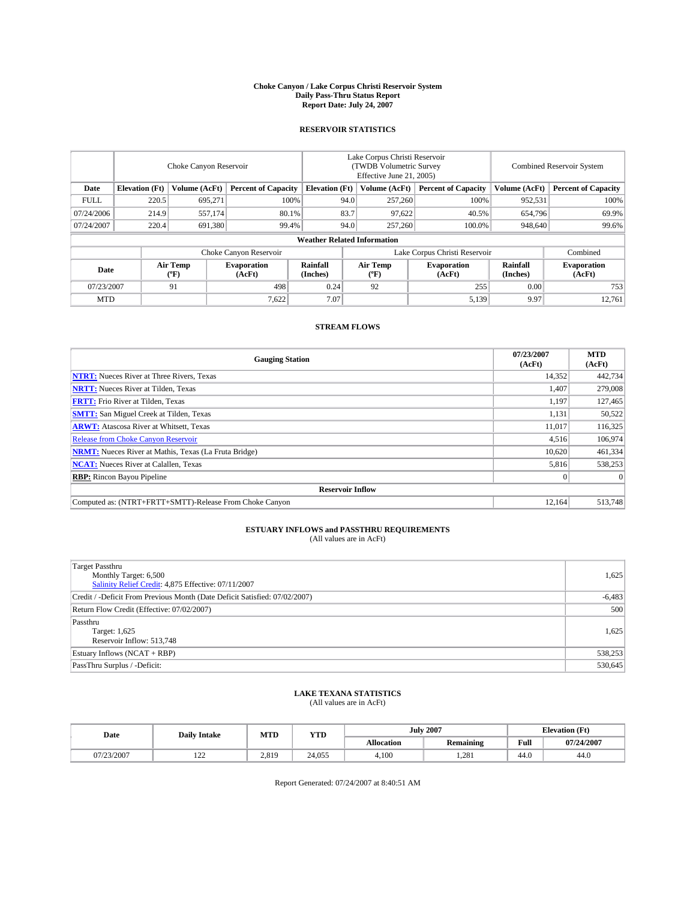**Choke Canyon / Lake Corpus Christi Reservoir System**
**Daily Pass-Thru Status Report**
**Report Date: July 24, 2007**

## RESERVOIR STATISTICS

| | Choke Canyon Reservoir | | | Lake Corpus Christi Reservoir (TWDB Volumetric Survey Effective June 21, 2005) | | | Combined Reservoir System | |
|---|---|---|---|---|---|---|---|---|
| **Date** | **Elevation (Ft)** | **Volume (AcFt)** | **Percent of Capacity** | **Elevation (Ft)** | **Volume (AcFt)** | **Percent of Capacity** | **Volume (AcFt)** | **Percent of Capacity** |
| FULL | 220.5 | 695,271 | 100% | 94.0 | 257,260 | 100% | 952,531 | 100% |
| 07/24/2006 | 214.9 | 557,174 | 80.1% | 83.7 | 97,622 | 40.5% | 654,796 | 69.9% |
| 07/24/2007 | 220.4 | 691,380 | 99.4% | 94.0 | 257,260 | 100.0% | 948,640 | 99.6% |

**Weather Related Information**

| | Choke Canyon Reservoir | | | Lake Corpus Christi Reservoir | | | Combined |
|---|---|---|---|---|---|---|---|
| **Date** | **Air Temp (ºF)** | **Evaporation (AcFt)** | **Rainfall (Inches)** | **Air Temp (ºF)** | **Evaporation (AcFt)** | **Rainfall (Inches)** | **Evaporation (AcFt)** |
| 07/23/2007 | 91 | 498 | 0.24 | 92 | 255 | 0.00 | 753 |
| MTD | | 7,622 | 7.07 | | 5,139 | 9.97 | 12,761 |

## STREAM FLOWS

| Gauging Station | 07/23/2007 (AcFt) | MTD (AcFt) |
|---|---|---|
| **NTRT:** Nueces River at Three Rivers, Texas | 14,352 | 442,734 |
| **NRTT:** Nueces River at Tilden, Texas | 1,407 | 279,008 |
| **FRTT:** Frio River at Tilden, Texas | 1,197 | 127,465 |
| **SMTT:** San Miguel Creek at Tilden, Texas | 1,131 | 50,522 |
| **ARWT:** Atascosa River at Whitsett, Texas | 11,017 | 116,325 |
| Release from Choke Canyon Reservoir | 4,516 | 106,974 |
| **NRMT:** Nueces River at Mathis, Texas (La Fruta Bridge) | 10,620 | 461,334 |
| **NCAT:** Nueces River at Calallen, Texas | 5,816 | 538,253 |
| **RBP:** Rincon Bayou Pipeline | 0 | 0 |
| **Reservoir Inflow** | | |
| Computed as: (NTRT+FRTT+SMTT)-Release From Choke Canyon | 12,164 | 513,748 |

## ESTUARY INFLOWS and PASSTHRU REQUIREMENTS
(All values are in AcFt)

| | |
|---|---|
| Target Passthru<br>Monthly Target: 6,500<br>Salinity Relief Credit: 4,875 Effective: 07/11/2007 | 1,625 |
| Credit / -Deficit From Previous Month (Date Deficit Satisfied: 07/02/2007) | -6,483 |
| Return Flow Credit (Effective: 07/02/2007) | 500 |
| Passthru<br>Target: 1,625<br>Reservoir Inflow: 513,748 | 1,625 |
| Estuary Inflows (NCAT + RBP) | 538,253 |
| PassThru Surplus / -Deficit: | 530,645 |

## LAKE TEXANA STATISTICS
(All values are in AcFt)

| Date | Daily Intake | MTD | YTD | July 2007 | | Elevation (Ft) | |
|---|---|---|---|---|---|---|---|
| | | | | **Allocation** | **Remaining** | **Full** | **07/24/2007** |
| 07/23/2007 | 122 | 2,819 | 24,055 | 4,100 | 1,281 | 44.0 | 44.0 |

Report Generated: 07/24/2007 at 8:40:51 AM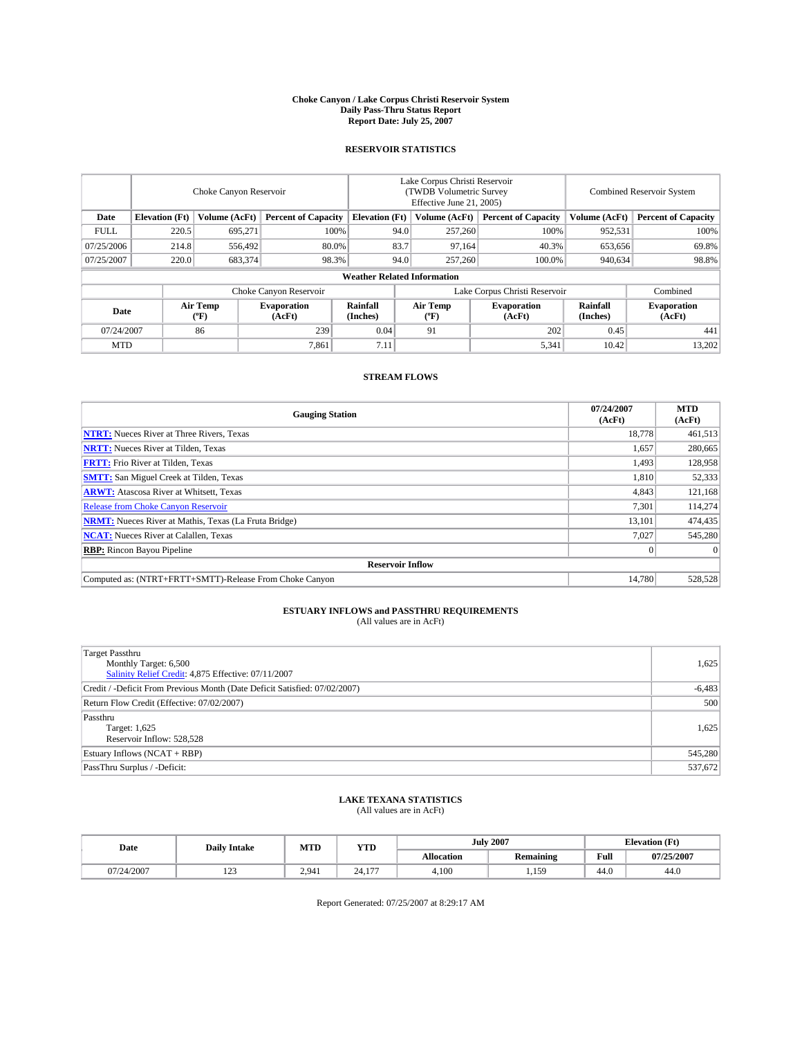# Choke Canyon / Lake Corpus Christi Reservoir System
## Daily Pass-Thru Status Report
### Report Date: July 25, 2007

## RESERVOIR STATISTICS

| | Choke Canyon Reservoir | | | Lake Corpus Christi Reservoir (TWDB Volumetric Survey Effective June 21, 2005) | | | Combined Reservoir System | |
|---|---|---|---|---|---|---|---|---|
| Date | Elevation (Ft) | Volume (AcFt) | Percent of Capacity | Elevation (Ft) | Volume (AcFt) | Percent of Capacity | Volume (AcFt) | Percent of Capacity |
| FULL | 220.5 | 695,271 | 100% | 94.0 | 257,260 | 100% | 952,531 | 100% |
| 07/25/2006 | 214.8 | 556,492 | 80.0% | 83.7 | 97,164 | 40.3% | 653,656 | 69.8% |
| 07/25/2007 | 220.0 | 683,374 | 98.3% | 94.0 | 257,260 | 100.0% | 940,634 | 98.8% |

**Weather Related Information**

| | Choke Canyon Reservoir | | | Lake Corpus Christi Reservoir | | | Combined |
|---|---|---|---|---|---|---|---|
| Date | Air Temp (°F) | Evaporation (AcFt) | Rainfall (Inches) | Air Temp (°F) | Evaporation (AcFt) | Rainfall (Inches) | Evaporation (AcFt) |
| 07/24/2007 | 86 | 239 | 0.04 | 91 | 202 | 0.45 | 441 |
| MTD | | 7,861 | 7.11 | | 5,341 | 10.42 | 13,202 |

## STREAM FLOWS

| Gauging Station | 07/24/2007 (AcFt) | MTD (AcFt) |
|---|---|---|
| **NTRT:** Nueces River at Three Rivers, Texas | 18,778 | 461,513 |
| **NRTT:** Nueces River at Tilden, Texas | 1,657 | 280,665 |
| **FRTT:** Frio River at Tilden, Texas | 1,493 | 128,958 |
| **SMTT:** San Miguel Creek at Tilden, Texas | 1,810 | 52,333 |
| **ARWT:** Atascosa River at Whitsett, Texas | 4,843 | 121,168 |
| Release from Choke Canyon Reservoir | 7,301 | 114,274 |
| **NRMT:** Nueces River at Mathis, Texas (La Fruta Bridge) | 13,101 | 474,435 |
| **NCAT:** Nueces River at Calallen, Texas | 7,027 | 545,280 |
| **RBP:** Rincon Bayou Pipeline | 0 | 0 |
| **Reservoir Inflow** | | |
| Computed as: (NTRT+FRTT+SMTT)-Release From Choke Canyon | 14,780 | 528,528 |

## ESTUARY INFLOWS and PASSTHRU REQUIREMENTS
(All values are in AcFt)

| | |
|---|---|
| Target Passthru<br>Monthly Target: 6,500<br>Salinity Relief Credit: 4,875 Effective: 07/11/2007 | 1,625 |
| Credit / -Deficit From Previous Month (Date Deficit Satisfied: 07/02/2007) | -6,483 |
| Return Flow Credit (Effective: 07/02/2007) | 500 |
| Passthru<br>Target: 1,625<br>Reservoir Inflow: 528,528 | 1,625 |
| Estuary Inflows (NCAT + RBP) | 545,280 |
| PassThru Surplus / -Deficit: | 537,672 |

## LAKE TEXANA STATISTICS
(All values are in AcFt)

| Date | Daily Intake | MTD | YTD | July 2007 | | Elevation (Ft) | |
|---|---|---|---|---|---|---|---|
| | | | | Allocation | Remaining | Full | 07/25/2007 |
| 07/24/2007 | 123 | 2,941 | 24,177 | 4,100 | 1,159 | 44.0 | 44.0 |

Report Generated: 07/25/2007 at 8:29:17 AM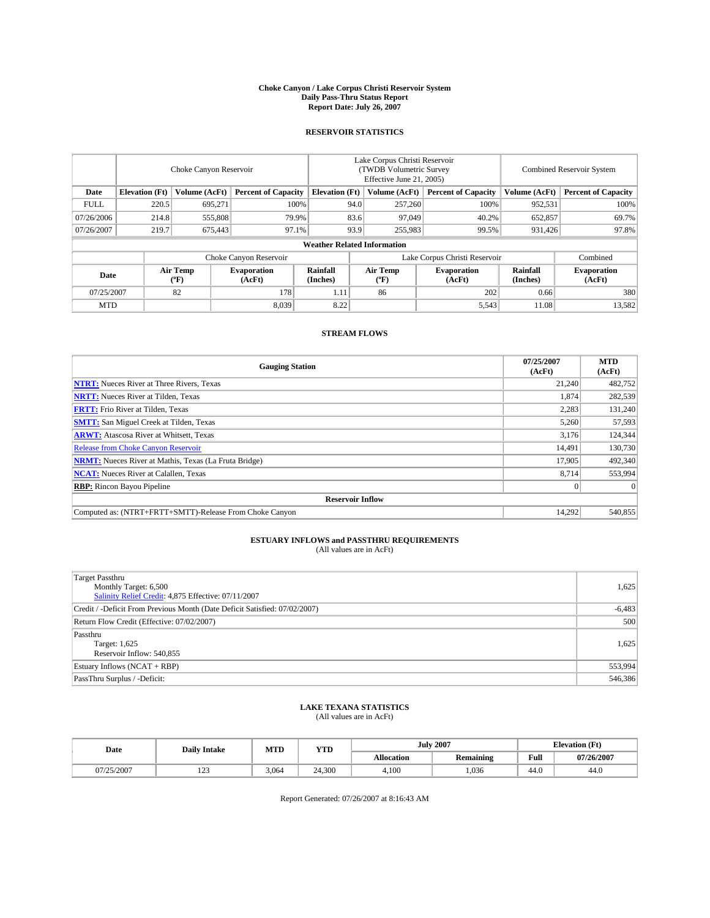# Choke Canyon / Lake Corpus Christi Reservoir System
## Daily Pass-Thru Status Report
## Report Date: July 26, 2007

### RESERVOIR STATISTICS

| | Choke Canyon Reservoir | | | Lake Corpus Christi Reservoir (TWDB Volumetric Survey Effective June 21, 2005) | | | Combined Reservoir System | |
|---|---|---|---|---|---|---|---|---|
| Date | Elevation (Ft) | Volume (AcFt) | Percent of Capacity | Elevation (Ft) | Volume (AcFt) | Percent of Capacity | Volume (AcFt) | Percent of Capacity |
| FULL | 220.5 | 695,271 | 100% | 94.0 | 257,260 | 100% | 952,531 | 100% |
| 07/26/2006 | 214.8 | 555,808 | 79.9% | 83.6 | 97,049 | 40.2% | 652,857 | 69.7% |
| 07/26/2007 | 219.7 | 675,443 | 97.1% | 93.9 | 255,983 | 99.5% | 931,426 | 97.8% |

**Weather Related Information**

| | Choke Canyon Reservoir | | | Lake Corpus Christi Reservoir | | | Combined |
|---|---|---|---|---|---|---|---|
| Date | Air Temp (ºF) | Evaporation (AcFt) | Rainfall (Inches) | Air Temp (ºF) | Evaporation (AcFt) | Rainfall (Inches) | Evaporation (AcFt) |
| 07/25/2007 | 82 | 178 | 1.11 | 86 | 202 | 0.66 | 380 |
| MTD | | 8,039 | 8.22 | | 5,543 | 11.08 | 13,582 |

### STREAM FLOWS

| Gauging Station | 07/25/2007 (AcFt) | MTD (AcFt) |
|---|---|---|
| **NTRT:** Nueces River at Three Rivers, Texas | 21,240 | 482,752 |
| **NRTT:** Nueces River at Tilden, Texas | 1,874 | 282,539 |
| **FRTT:** Frio River at Tilden, Texas | 2,283 | 131,240 |
| **SMTT:** San Miguel Creek at Tilden, Texas | 5,260 | 57,593 |
| **ARWT:** Atascosa River at Whitsett, Texas | 3,176 | 124,344 |
| Release from Choke Canyon Reservoir | 14,491 | 130,730 |
| **NRMT:** Nueces River at Mathis, Texas (La Fruta Bridge) | 17,905 | 492,340 |
| **NCAT:** Nueces River at Calallen, Texas | 8,714 | 553,994 |
| **RBP:** Rincon Bayou Pipeline | 0 | 0 |
| **Reservoir Inflow** | | |
| Computed as: (NTRT+FRTT+SMTT)-Release From Choke Canyon | 14,292 | 540,855 |

### ESTUARY INFLOWS and PASSTHRU REQUIREMENTS
(All values are in AcFt)

| | |
|---|---|
| Target Passthru<br>Monthly Target: 6,500<br>Salinity Relief Credit: 4,875 Effective: 07/11/2007 | 1,625 |
| Credit / -Deficit From Previous Month (Date Deficit Satisfied: 07/02/2007) | -6,483 |
| Return Flow Credit (Effective: 07/02/2007) | 500 |
| Passthru<br>Target: 1,625<br>Reservoir Inflow: 540,855 | 1,625 |
| Estuary Inflows (NCAT + RBP) | 553,994 |
| PassThru Surplus / -Deficit: | 546,386 |

### LAKE TEXANA STATISTICS
(All values are in AcFt)

| Date | Daily Intake | MTD | YTD | July 2007 | | Elevation (Ft) | |
|---|---|---|---|---|---|---|---|
| | | | | Allocation | Remaining | Full | 07/26/2007 |
| 07/25/2007 | 123 | 3,064 | 24,300 | 4,100 | 1,036 | 44.0 | 44.0 |

Report Generated: 07/26/2007 at 8:16:43 AM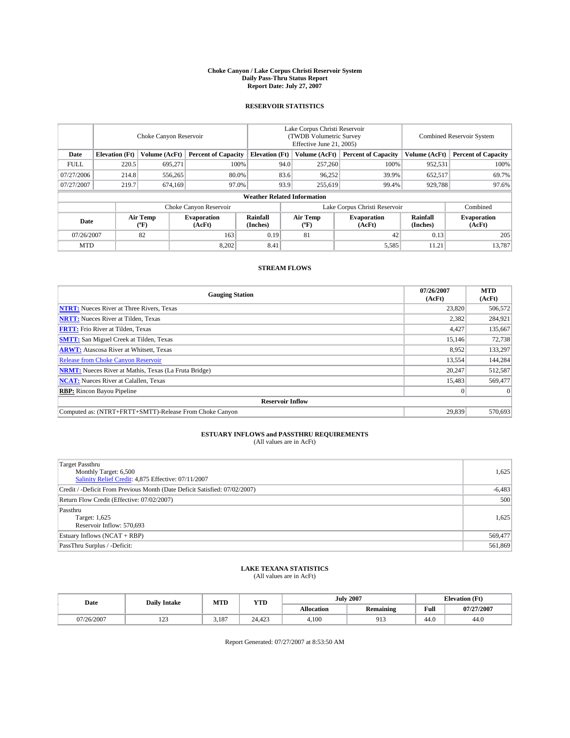# Choke Canyon / Lake Corpus Christi Reservoir System
## Daily Pass-Thru Status Report
### Report Date: July 27, 2007

## RESERVOIR STATISTICS

| | Choke Canyon Reservoir | | | Lake Corpus Christi Reservoir (TWDB Volumetric Survey Effective June 21, 2005) | | | Combined Reservoir System | |
|---|---|---|---|---|---|---|---|---|
| Date | Elevation (Ft) | Volume (AcFt) | Percent of Capacity | Elevation (Ft) | Volume (AcFt) | Percent of Capacity | Volume (AcFt) | Percent of Capacity |
| FULL | 220.5 | 695,271 | 100% | 94.0 | 257,260 | 100% | 952,531 | 100% |
| 07/27/2006 | 214.8 | 556,265 | 80.0% | 83.6 | 96,252 | 39.9% | 652,517 | 69.7% |
| 07/27/2007 | 219.7 | 674,169 | 97.0% | 93.9 | 255,619 | 99.4% | 929,788 | 97.6% |

**Weather Related Information**

| | Choke Canyon Reservoir | | | Lake Corpus Christi Reservoir | | | Combined |
|---|---|---|---|---|---|---|---|
| Date | Air Temp (°F) | Evaporation (AcFt) | Rainfall (Inches) | Air Temp (°F) | Evaporation (AcFt) | Rainfall (Inches) | Evaporation (AcFt) |
| 07/26/2007 | 82 | 163 | 0.19 | 81 | 42 | 0.13 | 205 |
| MTD | | 8,202 | 8.41 | | 5,585 | 11.21 | 13,787 |

## STREAM FLOWS

| Gauging Station | 07/26/2007 (AcFt) | MTD (AcFt) |
|---|---|---|
| **NTRT:** Nueces River at Three Rivers, Texas | 23,820 | 506,572 |
| **NRTT:** Nueces River at Tilden, Texas | 2,382 | 284,921 |
| **FRTT:** Frio River at Tilden, Texas | 4,427 | 135,667 |
| **SMTT:** San Miguel Creek at Tilden, Texas | 15,146 | 72,738 |
| **ARWT:** Atascosa River at Whitsett, Texas | 8,952 | 133,297 |
| Release from Choke Canyon Reservoir | 13,554 | 144,284 |
| **NRMT:** Nueces River at Mathis, Texas (La Fruta Bridge) | 20,247 | 512,587 |
| **NCAT:** Nueces River at Calallen, Texas | 15,483 | 569,477 |
| **RBP:** Rincon Bayou Pipeline | 0 | 0 |
| **Reservoir Inflow** | | |
| Computed as: (NTRT+FRTT+SMTT)-Release From Choke Canyon | 29,839 | 570,693 |

## ESTUARY INFLOWS and PASSTHRU REQUIREMENTS
(All values are in AcFt)

| | |
|---|---|
| Target Passthru<br>Monthly Target: 6,500<br>Salinity Relief Credit: 4,875 Effective: 07/11/2007 | 1,625 |
| Credit / -Deficit From Previous Month (Date Deficit Satisfied: 07/02/2007) | -6,483 |
| Return Flow Credit (Effective: 07/02/2007) | 500 |
| Passthru<br>Target: 1,625<br>Reservoir Inflow: 570,693 | 1,625 |
| Estuary Inflows (NCAT + RBP) | 569,477 |
| PassThru Surplus / -Deficit: | 561,869 |

## LAKE TEXANA STATISTICS
(All values are in AcFt)

| Date | Daily Intake | MTD | YTD | July 2007 | | Elevation (Ft) | |
|---|---|---|---|---|---|---|---|
| | | | | Allocation | Remaining | Full | 07/27/2007 |
| 07/26/2007 | 123 | 3,187 | 24,423 | 4,100 | 913 | 44.0 | 44.0 |

Report Generated: 07/27/2007 at 8:53:50 AM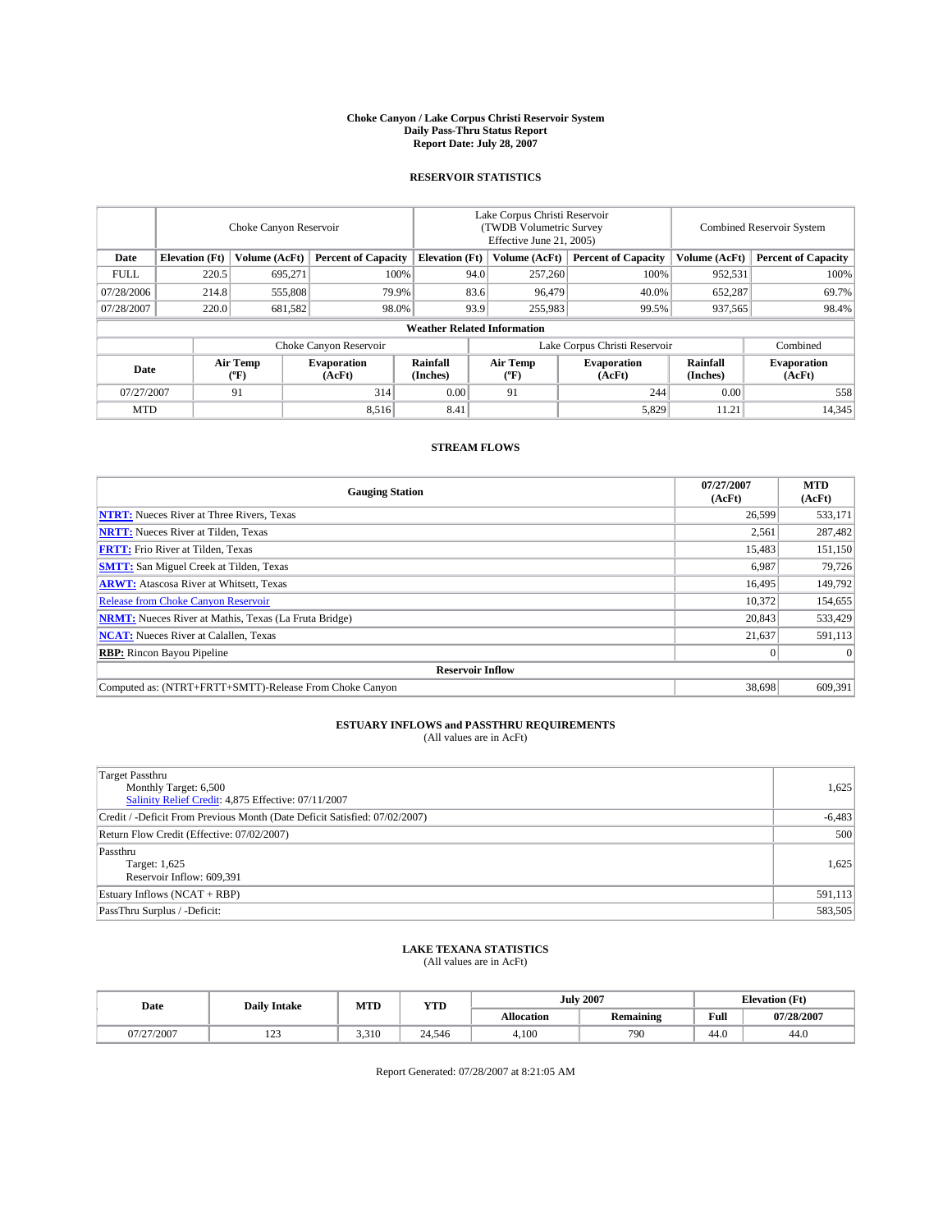# Choke Canyon / Lake Corpus Christi Reservoir System
## Daily Pass-Thru Status Report
### Report Date: July 28, 2007

## RESERVOIR STATISTICS

| | Choke Canyon Reservoir | | | Lake Corpus Christi Reservoir (TWDB Volumetric Survey Effective June 21, 2005) | | | Combined Reservoir System | |
|---|---|---|---|---|---|---|---|---|
| Date | Elevation (Ft) | Volume (AcFt) | Percent of Capacity | Elevation (Ft) | Volume (AcFt) | Percent of Capacity | Volume (AcFt) | Percent of Capacity |
| FULL | 220.5 | 695,271 | 100% | 94.0 | 257,260 | 100% | 952,531 | 100% |
| 07/28/2006 | 214.8 | 555,808 | 79.9% | 83.6 | 96,479 | 40.0% | 652,287 | 69.7% |
| 07/28/2007 | 220.0 | 681,582 | 98.0% | 93.9 | 255,983 | 99.5% | 937,565 | 98.4% |

**Weather Related Information**

| | Choke Canyon Reservoir | | | Lake Corpus Christi Reservoir | | | Combined |
|---|---|---|---|---|---|---|---|
| Date | Air Temp (°F) | Evaporation (AcFt) | Rainfall (Inches) | Air Temp (°F) | Evaporation (AcFt) | Rainfall (Inches) | Evaporation (AcFt) |
| 07/27/2007 | 91 | 314 | 0.00 | 91 | 244 | 0.00 | 558 |
| MTD | | 8,516 | 8.41 | | 5,829 | 11.21 | 14,345 |

## STREAM FLOWS

| Gauging Station | 07/27/2007 (AcFt) | MTD (AcFt) |
|---|---|---|
| **NTRT:** Nueces River at Three Rivers, Texas | 26,599 | 533,171 |
| **NRTT:** Nueces River at Tilden, Texas | 2,561 | 287,482 |
| **FRTT:** Frio River at Tilden, Texas | 15,483 | 151,150 |
| **SMTT:** San Miguel Creek at Tilden, Texas | 6,987 | 79,726 |
| **ARWT:** Atascosa River at Whitsett, Texas | 16,495 | 149,792 |
| Release from Choke Canyon Reservoir | 10,372 | 154,655 |
| **NRMT:** Nueces River at Mathis, Texas (La Fruta Bridge) | 20,843 | 533,429 |
| **NCAT:** Nueces River at Calallen, Texas | 21,637 | 591,113 |
| **RBP:** Rincon Bayou Pipeline | 0 | 0 |
| **Reservoir Inflow** | | |
| Computed as: (NTRT+FRTT+SMTT)-Release From Choke Canyon | 38,698 | 609,391 |

## ESTUARY INFLOWS and PASSTHRU REQUIREMENTS
(All values are in AcFt)

| | |
|---|---|
| Target Passthru<br>Monthly Target: 6,500<br>Salinity Relief Credit: 4,875 Effective: 07/11/2007 | 1,625 |
| Credit / -Deficit From Previous Month (Date Deficit Satisfied: 07/02/2007) | -6,483 |
| Return Flow Credit (Effective: 07/02/2007) | 500 |
| Passthru<br>Target: 1,625<br>Reservoir Inflow: 609,391 | 1,625 |
| Estuary Inflows (NCAT + RBP) | 591,113 |
| PassThru Surplus / -Deficit: | 583,505 |

## LAKE TEXANA STATISTICS
(All values are in AcFt)

| Date | Daily Intake | MTD | YTD | July 2007 | | Elevation (Ft) | |
|---|---|---|---|---|---|---|---|
| | | | | Allocation | Remaining | Full | 07/28/2007 |
| 07/27/2007 | 123 | 3,310 | 24,546 | 4,100 | 790 | 44.0 | 44.0 |

Report Generated: 07/28/2007 at 8:21:05 AM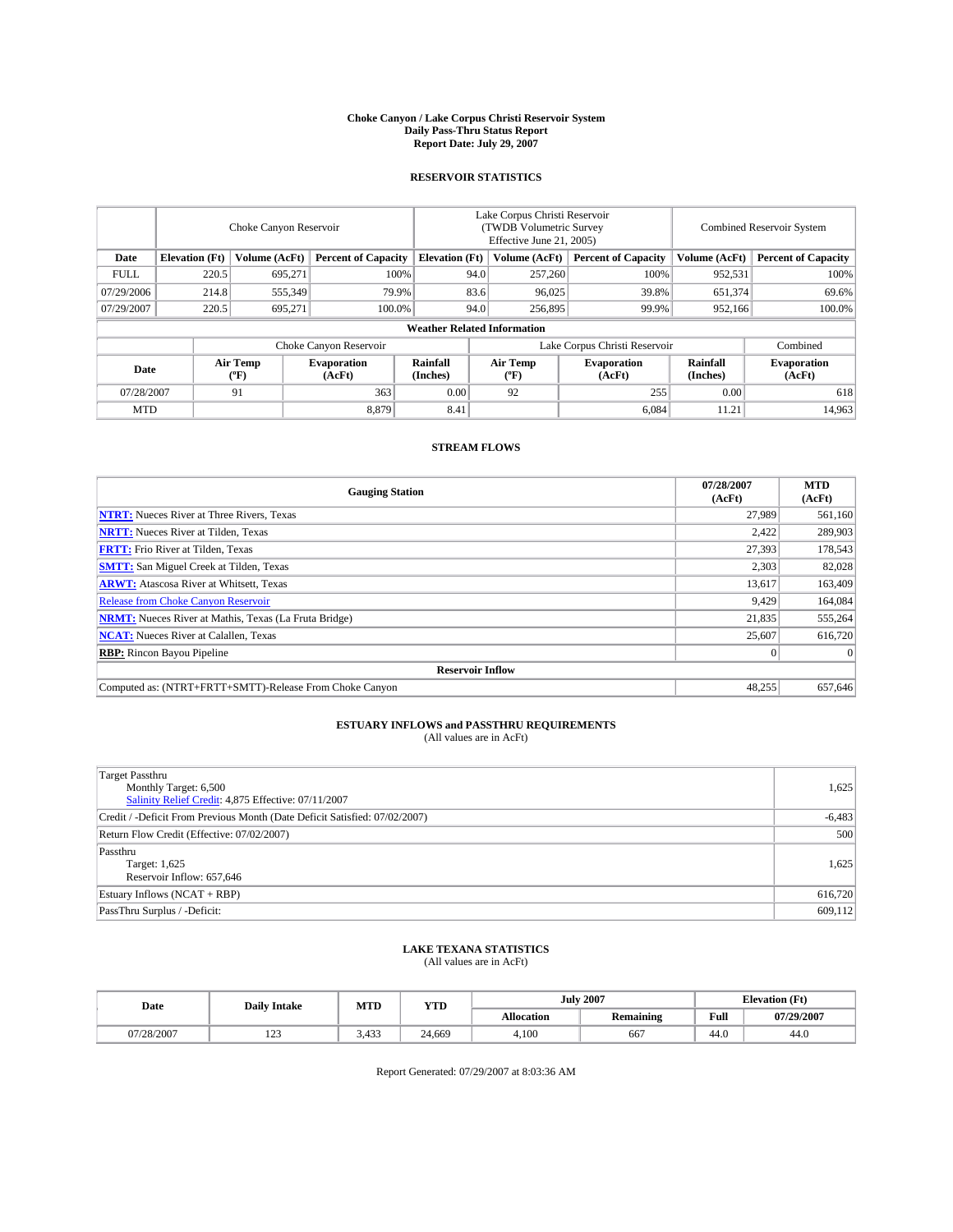# Choke Canyon / Lake Corpus Christi Reservoir System
## Daily Pass-Thru Status Report
### Report Date: July 29, 2007

## RESERVOIR STATISTICS

| | Choke Canyon Reservoir | | | Lake Corpus Christi Reservoir (TWDB Volumetric Survey Effective June 21, 2005) | | | Combined Reservoir System | |
|---|---|---|---|---|---|---|---|---|
| Date | Elevation (Ft) | Volume (AcFt) | Percent of Capacity | Elevation (Ft) | Volume (AcFt) | Percent of Capacity | Volume (AcFt) | Percent of Capacity |
| FULL | 220.5 | 695,271 | 100% | 94.0 | 257,260 | 100% | 952,531 | 100% |
| 07/29/2006 | 214.8 | 555,349 | 79.9% | 83.6 | 96,025 | 39.8% | 651,374 | 69.6% |
| 07/29/2007 | 220.5 | 695,271 | 100.0% | 94.0 | 256,895 | 99.9% | 952,166 | 100.0% |

**Weather Related Information**

| | Choke Canyon Reservoir | | | Lake Corpus Christi Reservoir | | | Combined |
|---|---|---|---|---|---|---|---|
| Date | Air Temp (ºF) | Evaporation (AcFt) | Rainfall (Inches) | Air Temp (ºF) | Evaporation (AcFt) | Rainfall (Inches) | Evaporation (AcFt) |
| 07/28/2007 | 91 | 363 | 0.00 | 92 | 255 | 0.00 | 618 |
| MTD | | 8,879 | 8.41 | | 6,084 | 11.21 | 14,963 |

## STREAM FLOWS

| Gauging Station | 07/28/2007 (AcFt) | MTD (AcFt) |
|---|---|---|
| **NTRT:** Nueces River at Three Rivers, Texas | 27,989 | 561,160 |
| **NRTT:** Nueces River at Tilden, Texas | 2,422 | 289,903 |
| **FRTT:** Frio River at Tilden, Texas | 27,393 | 178,543 |
| **SMTT:** San Miguel Creek at Tilden, Texas | 2,303 | 82,028 |
| **ARWT:** Atascosa River at Whitsett, Texas | 13,617 | 163,409 |
| Release from Choke Canyon Reservoir | 9,429 | 164,084 |
| **NRMT:** Nueces River at Mathis, Texas (La Fruta Bridge) | 21,835 | 555,264 |
| **NCAT:** Nueces River at Calallen, Texas | 25,607 | 616,720 |
| **RBP:** Rincon Bayou Pipeline | 0 | 0 |
| **Reservoir Inflow** | | |
| Computed as: (NTRT+FRTT+SMTT)-Release From Choke Canyon | 48,255 | 657,646 |

## ESTUARY INFLOWS and PASSTHRU REQUIREMENTS
(All values are in AcFt)

| | |
|---|---|
| Target Passthru<br>Monthly Target: 6,500<br>Salinity Relief Credit: 4,875 Effective: 07/11/2007 | 1,625 |
| Credit / -Deficit From Previous Month (Date Deficit Satisfied: 07/02/2007) | -6,483 |
| Return Flow Credit (Effective: 07/02/2007) | 500 |
| Passthru<br>Target: 1,625<br>Reservoir Inflow: 657,646 | 1,625 |
| Estuary Inflows (NCAT + RBP) | 616,720 |
| PassThru Surplus / -Deficit: | 609,112 |

## LAKE TEXANA STATISTICS
(All values are in AcFt)

| Date | Daily Intake | MTD | YTD | July 2007 | | Elevation (Ft) | |
|---|---|---|---|---|---|---|---|
| | | | | Allocation | Remaining | Full | 07/29/2007 |
| 07/28/2007 | 123 | 3,433 | 24,669 | 4,100 | 667 | 44.0 | 44.0 |

Report Generated: 07/29/2007 at 8:03:36 AM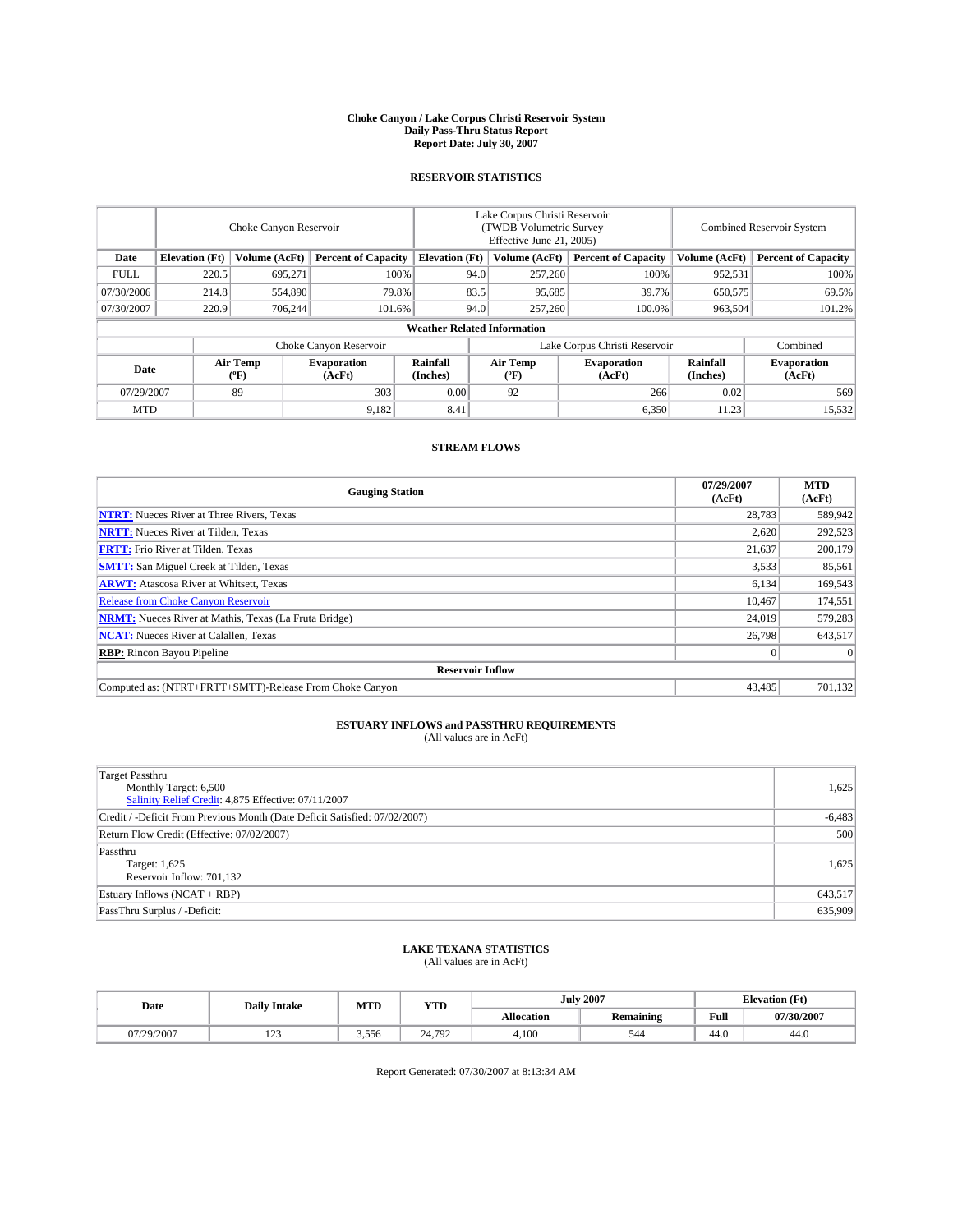# Choke Canyon / Lake Corpus Christi Reservoir System
## Daily Pass-Thru Status Report
### Report Date: July 30, 2007

## RESERVOIR STATISTICS

| Date | Choke Canyon Reservoir | | | Lake Corpus Christi Reservoir (TWDB Volumetric Survey Effective June 21, 2005) | | | Combined Reservoir System | |
|---|---|---|---|---|---|---|---|---|
| | Elevation (Ft) | Volume (AcFt) | Percent of Capacity | Elevation (Ft) | Volume (AcFt) | Percent of Capacity | Volume (AcFt) | Percent of Capacity |
| FULL | 220.5 | 695,271 | 100% | 94.0 | 257,260 | 100% | 952,531 | 100% |
| 07/30/2006 | 214.8 | 554,890 | 79.8% | 83.5 | 95,685 | 39.7% | 650,575 | 69.5% |
| 07/30/2007 | 220.9 | 706,244 | 101.6% | 94.0 | 257,260 | 100.0% | 963,504 | 101.2% |

**Weather Related Information**

| Date | Choke Canyon Reservoir | | | Lake Corpus Christi Reservoir | | | Combined |
|---|---|---|---|---|---|---|---|
| | Air Temp (°F) | Evaporation (AcFt) | Rainfall (Inches) | Air Temp (°F) | Evaporation (AcFt) | Rainfall (Inches) | Evaporation (AcFt) |
| 07/29/2007 | 89 | 303 | 0.00 | 92 | 266 | 0.02 | 569 |
| MTD | | 9,182 | 8.41 | | 6,350 | 11.23 | 15,532 |

## STREAM FLOWS

| Gauging Station | 07/29/2007 (AcFt) | MTD (AcFt) |
|---|---|---|
| **NTRT:** Nueces River at Three Rivers, Texas | 28,783 | 589,942 |
| **NRTT:** Nueces River at Tilden, Texas | 2,620 | 292,523 |
| **FRTT:** Frio River at Tilden, Texas | 21,637 | 200,179 |
| **SMTT:** San Miguel Creek at Tilden, Texas | 3,533 | 85,561 |
| **ARWT:** Atascosa River at Whitsett, Texas | 6,134 | 169,543 |
| Release from Choke Canyon Reservoir | 10,467 | 174,551 |
| **NRMT:** Nueces River at Mathis, Texas (La Fruta Bridge) | 24,019 | 579,283 |
| **NCAT:** Nueces River at Calallen, Texas | 26,798 | 643,517 |
| **RBP:** Rincon Bayou Pipeline | 0 | 0 |
| **Reservoir Inflow** | | |
| Computed as: (NTRT+FRTT+SMTT)-Release From Choke Canyon | 43,485 | 701,132 |

## ESTUARY INFLOWS and PASSTHRU REQUIREMENTS
(All values are in AcFt)

| | |
|---|---|
| Target Passthru<br>Monthly Target: 6,500<br>Salinity Relief Credit: 4,875 Effective: 07/11/2007 | 1,625 |
| Credit / -Deficit From Previous Month (Date Deficit Satisfied: 07/02/2007) | -6,483 |
| Return Flow Credit (Effective: 07/02/2007) | 500 |
| Passthru<br>Target: 1,625<br>Reservoir Inflow: 701,132 | 1,625 |
| Estuary Inflows (NCAT + RBP) | 643,517 |
| PassThru Surplus / -Deficit: | 635,909 |

## LAKE TEXANA STATISTICS
(All values are in AcFt)

| Date | Daily Intake | MTD | YTD | July 2007 | | Elevation (Ft) | |
|---|---|---|---|---|---|---|---|
| | | | | Allocation | Remaining | Full | 07/30/2007 |
| 07/29/2007 | 123 | 3,556 | 24,792 | 4,100 | 544 | 44.0 | 44.0 |

Report Generated: 07/30/2007 at 8:13:34 AM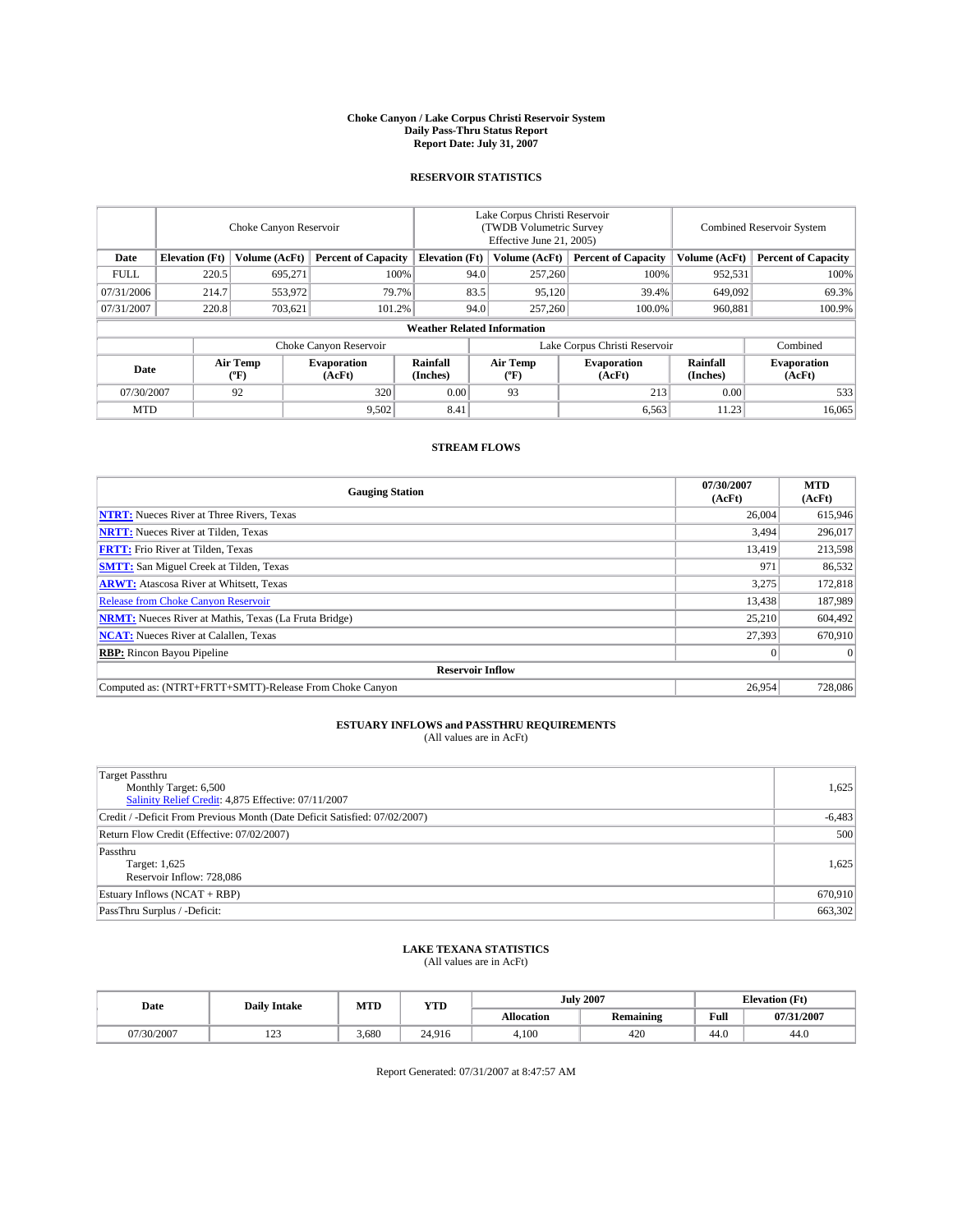# Choke Canyon / Lake Corpus Christi Reservoir System
## Daily Pass-Thru Status Report
### Report Date: July 31, 2007

## RESERVOIR STATISTICS

| | Choke Canyon Reservoir | | | Lake Corpus Christi Reservoir (TWDB Volumetric Survey Effective June 21, 2005) | | | Combined Reservoir System | |
|---|---|---|---|---|---|---|---|---|
| Date | Elevation (Ft) | Volume (AcFt) | Percent of Capacity | Elevation (Ft) | Volume (AcFt) | Percent of Capacity | Volume (AcFt) | Percent of Capacity |
| FULL | 220.5 | 695,271 | 100% | 94.0 | 257,260 | 100% | 952,531 | 100% |
| 07/31/2006 | 214.7 | 553,972 | 79.7% | 83.5 | 95,120 | 39.4% | 649,092 | 69.3% |
| 07/31/2007 | 220.8 | 703,621 | 101.2% | 94.0 | 257,260 | 100.0% | 960,881 | 100.9% |

**Weather Related Information**

| | Choke Canyon Reservoir | | | Lake Corpus Christi Reservoir | | | Combined |
|---|---|---|---|---|---|---|---|
| Date | Air Temp (°F) | Evaporation (AcFt) | Rainfall (Inches) | Air Temp (°F) | Evaporation (AcFt) | Rainfall (Inches) | Evaporation (AcFt) |
| 07/30/2007 | 92 | 320 | 0.00 | 93 | 213 | 0.00 | 533 |
| MTD | | 9,502 | 8.41 | | 6,563 | 11.23 | 16,065 |

## STREAM FLOWS

| Gauging Station | 07/30/2007 (AcFt) | MTD (AcFt) |
|---|---|---|
| **NTRT:** Nueces River at Three Rivers, Texas | 26,004 | 615,946 |
| **NRTT:** Nueces River at Tilden, Texas | 3,494 | 296,017 |
| **FRTT:** Frio River at Tilden, Texas | 13,419 | 213,598 |
| **SMTT:** San Miguel Creek at Tilden, Texas | 971 | 86,532 |
| **ARWT:** Atascosa River at Whitsett, Texas | 3,275 | 172,818 |
| Release from Choke Canyon Reservoir | 13,438 | 187,989 |
| **NRMT:** Nueces River at Mathis, Texas (La Fruta Bridge) | 25,210 | 604,492 |
| **NCAT:** Nueces River at Calallen, Texas | 27,393 | 670,910 |
| **RBP:** Rincon Bayou Pipeline | 0 | 0 |
| **Reservoir Inflow** | | |
| Computed as: (NTRT+FRTT+SMTT)-Release From Choke Canyon | 26,954 | 728,086 |

## ESTUARY INFLOWS and PASSTHRU REQUIREMENTS
(All values are in AcFt)

| | |
|---|---|
| Target Passthru<br>Monthly Target: 6,500<br>Salinity Relief Credit: 4,875 Effective: 07/11/2007 | 1,625 |
| Credit / -Deficit From Previous Month (Date Deficit Satisfied: 07/02/2007) | -6,483 |
| Return Flow Credit (Effective: 07/02/2007) | 500 |
| Passthru<br>Target: 1,625<br>Reservoir Inflow: 728,086 | 1,625 |
| Estuary Inflows (NCAT + RBP) | 670,910 |
| PassThru Surplus / -Deficit: | 663,302 |

## LAKE TEXANA STATISTICS
(All values are in AcFt)

| Date | Daily Intake | MTD | YTD | July 2007 | | Elevation (Ft) | |
|---|---|---|---|---|---|---|---|
| | | | | Allocation | Remaining | Full | 07/31/2007 |
| 07/30/2007 | 123 | 3,680 | 24,916 | 4,100 | 420 | 44.0 | 44.0 |

Report Generated: 07/31/2007 at 8:47:57 AM